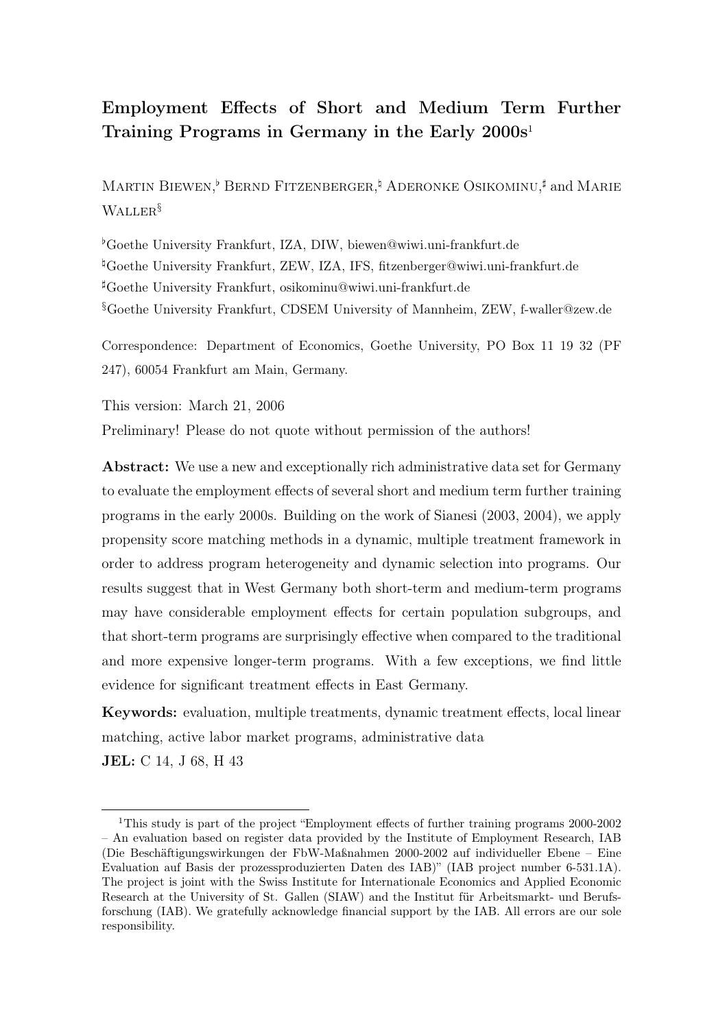# Employment Effects of Short and Medium Term Further Training Programs in Germany in the Early 2000s[1]

Martin Biewen,[♭] Bernd Fitzenberger,[♮] Aderonke Osikominu,[♯] and Marie Waller[§]

[♭]Goethe University Frankfurt, IZA, DIW, biewen@wiwi.uni-frankfurt.de

[♮]Goethe University Frankfurt, ZEW, IZA, IFS, fitzenberger@wiwi.uni-frankfurt.de

[♯]Goethe University Frankfurt, osikominu@wiwi.uni-frankfurt.de

[§]Goethe University Frankfurt, CDSEM University of Mannheim, ZEW, f-waller@zew.de

Correspondence: Department of Economics, Goethe University, PO Box 11 19 32 (PF 247), 60054 Frankfurt am Main, Germany.

This version: March 21, 2006

Preliminary! Please do not quote without permission of the authors!

**Abstract:** We use a new and exceptionally rich administrative data set for Germany to evaluate the employment effects of several short and medium term further training programs in the early 2000s. Building on the work of Sianesi (2003, 2004), we apply propensity score matching methods in a dynamic, multiple treatment framework in order to address program heterogeneity and dynamic selection into programs. Our results suggest that in West Germany both short-term and medium-term programs may have considerable employment effects for certain population subgroups, and that short-term programs are surprisingly effective when compared to the traditional and more expensive longer-term programs. With a few exceptions, we find little evidence for significant treatment effects in East Germany.

**Keywords:** evaluation, multiple treatments, dynamic treatment effects, local linear matching, active labor market programs, administrative data

**JEL:** C 14, J 68, H 43

---

[1]This study is part of the project "Employment effects of further training programs 2000-2002 – An evaluation based on register data provided by the Institute of Employment Research, IAB (Die Beschäftigungswirkungen der FbW-Maßnahmen 2000-2002 auf individueller Ebene – Eine Evaluation auf Basis der prozessproduzierten Daten des IAB)" (IAB project number 6-531.1A). The project is joint with the Swiss Institute for Internationale Economics and Applied Economic Research at the University of St. Gallen (SIAW) and the Institut für Arbeitsmarkt- und Berufsforschung (IAB). We gratefully acknowledge financial support by the IAB. All errors are our sole responsibility.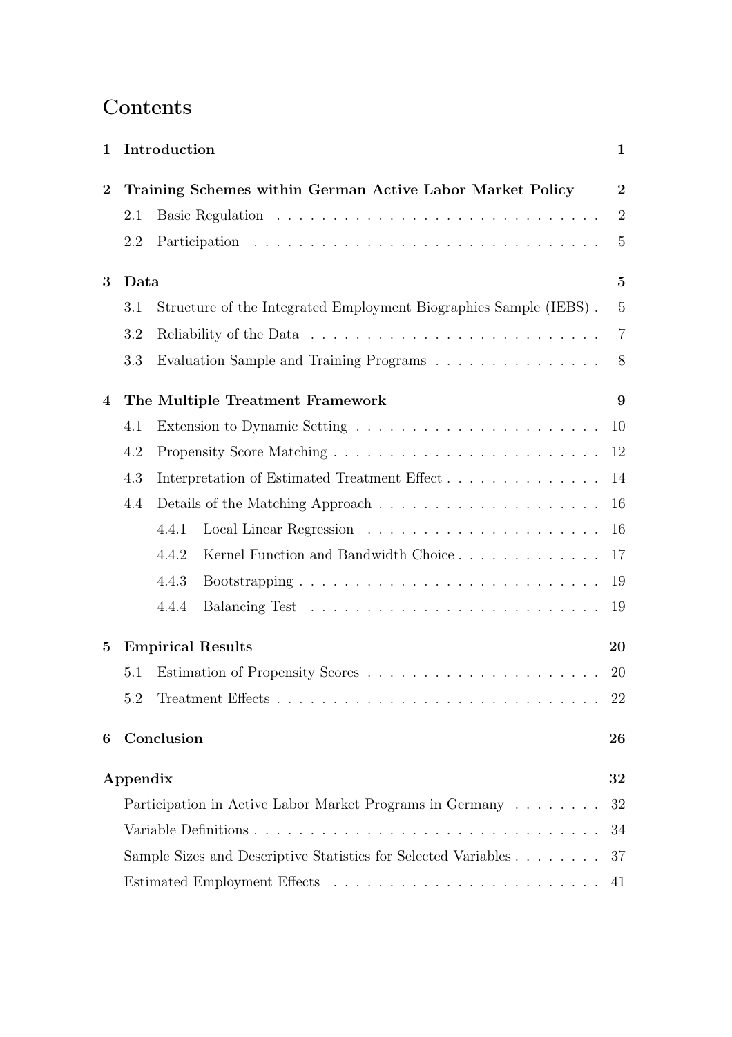# Contents

**1 Introduction** **1**

**2 Training Schemes within German Active Labor Market Policy** **2**

- 2.1 Basic Regulation . . . . . . . . . . . . . . . . . . . . . . . . . . . . . 2
- 2.2 Participation . . . . . . . . . . . . . . . . . . . . . . . . . . . . . . . 5

**3 Data** **5**

- 3.1 Structure of the Integrated Employment Biographies Sample (IEBS) . 5
- 3.2 Reliability of the Data . . . . . . . . . . . . . . . . . . . . . . . . . . 7
- 3.3 Evaluation Sample and Training Programs . . . . . . . . . . . . . . . 8

**4 The Multiple Treatment Framework** **9**

- 4.1 Extension to Dynamic Setting . . . . . . . . . . . . . . . . . . . . . . 10
- 4.2 Propensity Score Matching . . . . . . . . . . . . . . . . . . . . . . . . 12
- 4.3 Interpretation of Estimated Treatment Effect . . . . . . . . . . . . . . 14
- 4.4 Details of the Matching Approach . . . . . . . . . . . . . . . . . . . . 16
  - 4.4.1 Local Linear Regression . . . . . . . . . . . . . . . . . . . . . 16
  - 4.4.2 Kernel Function and Bandwidth Choice . . . . . . . . . . . . . 17
  - 4.4.3 Bootstrapping . . . . . . . . . . . . . . . . . . . . . . . . . . . 19
  - 4.4.4 Balancing Test . . . . . . . . . . . . . . . . . . . . . . . . . . 19

**5 Empirical Results** **20**

- 5.1 Estimation of Propensity Scores . . . . . . . . . . . . . . . . . . . . . 20
- 5.2 Treatment Effects . . . . . . . . . . . . . . . . . . . . . . . . . . . . . 22

**6 Conclusion** **26**

**Appendix** **32**

- Participation in Active Labor Market Programs in Germany . . . . . . . . 32
- Variable Definitions . . . . . . . . . . . . . . . . . . . . . . . . . . . . . . 34
- Sample Sizes and Descriptive Statistics for Selected Variables . . . . . . . . 37
- Estimated Employment Effects . . . . . . . . . . . . . . . . . . . . . . . . 41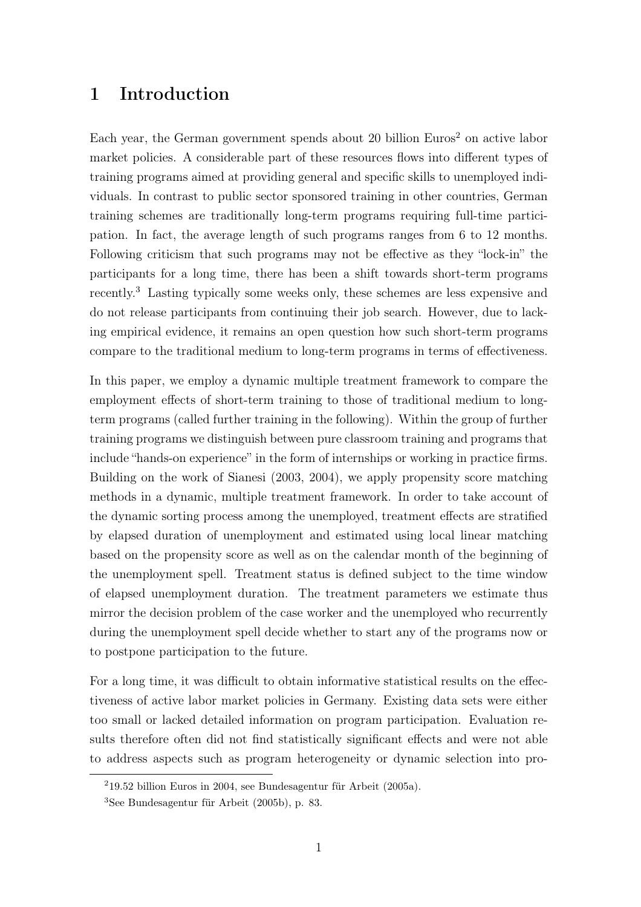# 1 Introduction

Each year, the German government spends about 20 billion Euros[2] on active labor market policies. A considerable part of these resources flows into different types of training programs aimed at providing general and specific skills to unemployed individuals. In contrast to public sector sponsored training in other countries, German training schemes are traditionally long-term programs requiring full-time participation. In fact, the average length of such programs ranges from 6 to 12 months. Following criticism that such programs may not be effective as they "lock-in" the participants for a long time, there has been a shift towards short-term programs recently.[3] Lasting typically some weeks only, these schemes are less expensive and do not release participants from continuing their job search. However, due to lacking empirical evidence, it remains an open question how such short-term programs compare to the traditional medium to long-term programs in terms of effectiveness.

In this paper, we employ a dynamic multiple treatment framework to compare the employment effects of short-term training to those of traditional medium to long-term programs (called further training in the following). Within the group of further training programs we distinguish between pure classroom training and programs that include "hands-on experience" in the form of internships or working in practice firms. Building on the work of Sianesi (2003, 2004), we apply propensity score matching methods in a dynamic, multiple treatment framework. In order to take account of the dynamic sorting process among the unemployed, treatment effects are stratified by elapsed duration of unemployment and estimated using local linear matching based on the propensity score as well as on the calendar month of the beginning of the unemployment spell. Treatment status is defined subject to the time window of elapsed unemployment duration. The treatment parameters we estimate thus mirror the decision problem of the case worker and the unemployed who recurrently during the unemployment spell decide whether to start any of the programs now or to postpone participation to the future.

For a long time, it was difficult to obtain informative statistical results on the effectiveness of active labor market policies in Germany. Existing data sets were either too small or lacked detailed information on program participation. Evaluation results therefore often did not find statistically significant effects and were not able to address aspects such as program heterogeneity or dynamic selection into pro-

[2] 19.52 billion Euros in 2004, see Bundesagentur für Arbeit (2005a).

[3] See Bundesagentur für Arbeit (2005b), p. 83.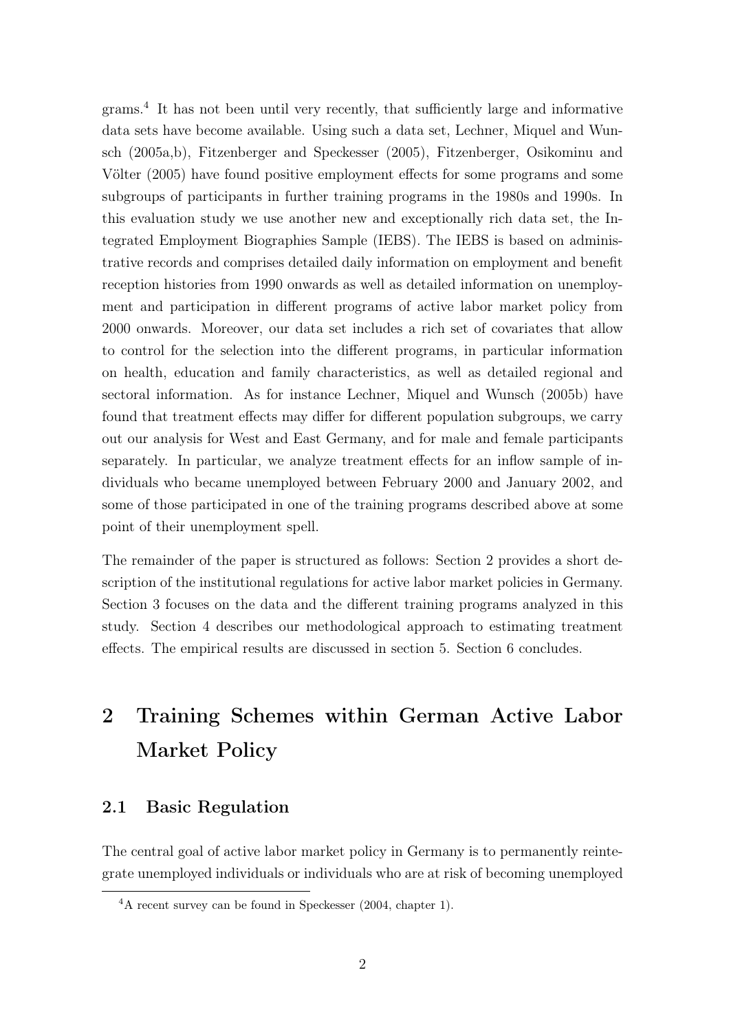grams.[4] It has not been until very recently, that sufficiently large and informative data sets have become available. Using such a data set, Lechner, Miquel and Wunsch (2005a,b), Fitzenberger and Speckesser (2005), Fitzenberger, Osikominu and Völter (2005) have found positive employment effects for some programs and some subgroups of participants in further training programs in the 1980s and 1990s. In this evaluation study we use another new and exceptionally rich data set, the Integrated Employment Biographies Sample (IEBS). The IEBS is based on administrative records and comprises detailed daily information on employment and benefit reception histories from 1990 onwards as well as detailed information on unemployment and participation in different programs of active labor market policy from 2000 onwards. Moreover, our data set includes a rich set of covariates that allow to control for the selection into the different programs, in particular information on health, education and family characteristics, as well as detailed regional and sectoral information. As for instance Lechner, Miquel and Wunsch (2005b) have found that treatment effects may differ for different population subgroups, we carry out our analysis for West and East Germany, and for male and female participants separately. In particular, we analyze treatment effects for an inflow sample of individuals who became unemployed between February 2000 and January 2002, and some of those participated in one of the training programs described above at some point of their unemployment spell.

The remainder of the paper is structured as follows: Section 2 provides a short description of the institutional regulations for active labor market policies in Germany. Section 3 focuses on the data and the different training programs analyzed in this study. Section 4 describes our methodological approach to estimating treatment effects. The empirical results are discussed in section 5. Section 6 concludes.

# 2 Training Schemes within German Active Labor Market Policy

## 2.1 Basic Regulation

The central goal of active labor market policy in Germany is to permanently reintegrate unemployed individuals or individuals who are at risk of becoming unemployed

[4] A recent survey can be found in Speckesser (2004, chapter 1).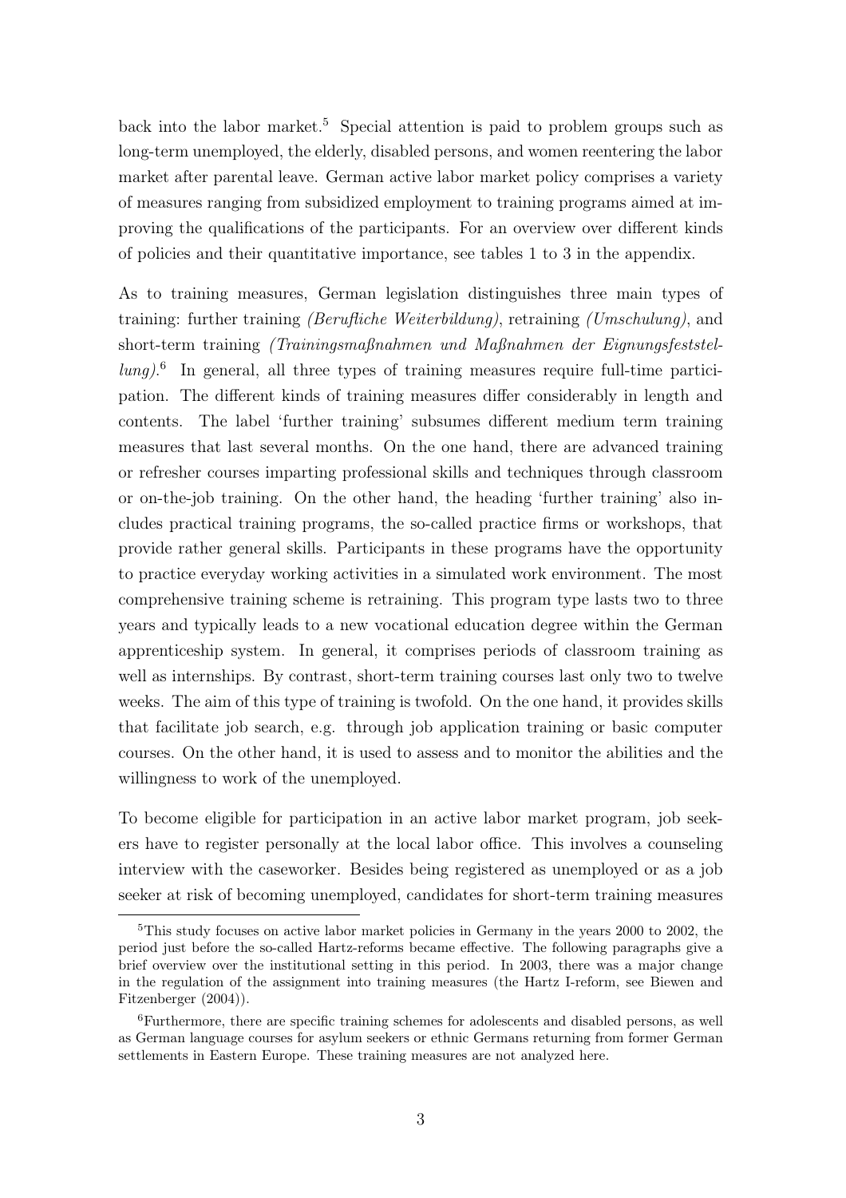back into the labor market.[5] Special attention is paid to problem groups such as long-term unemployed, the elderly, disabled persons, and women reentering the labor market after parental leave. German active labor market policy comprises a variety of measures ranging from subsidized employment to training programs aimed at improving the qualifications of the participants. For an overview over different kinds of policies and their quantitative importance, see tables 1 to 3 in the appendix.

As to training measures, German legislation distinguishes three main types of training: further training *(Berufliche Weiterbildung)*, retraining *(Umschulung)*, and short-term training *(Trainingsmaßnahmen und Maßnahmen der Eignungsfeststellung)*.[6] In general, all three types of training measures require full-time participation. The different kinds of training measures differ considerably in length and contents. The label 'further training' subsumes different medium term training measures that last several months. On the one hand, there are advanced training or refresher courses imparting professional skills and techniques through classroom or on-the-job training. On the other hand, the heading 'further training' also includes practical training programs, the so-called practice firms or workshops, that provide rather general skills. Participants in these programs have the opportunity to practice everyday working activities in a simulated work environment. The most comprehensive training scheme is retraining. This program type lasts two to three years and typically leads to a new vocational education degree within the German apprenticeship system. In general, it comprises periods of classroom training as well as internships. By contrast, short-term training courses last only two to twelve weeks. The aim of this type of training is twofold. On the one hand, it provides skills that facilitate job search, e.g. through job application training or basic computer courses. On the other hand, it is used to assess and to monitor the abilities and the willingness to work of the unemployed.

To become eligible for participation in an active labor market program, job seekers have to register personally at the local labor office. This involves a counseling interview with the caseworker. Besides being registered as unemployed or as a job seeker at risk of becoming unemployed, candidates for short-term training measures

---

[5] This study focuses on active labor market policies in Germany in the years 2000 to 2002, the period just before the so-called Hartz-reforms became effective. The following paragraphs give a brief overview over the institutional setting in this period. In 2003, there was a major change in the regulation of the assignment into training measures (the Hartz I-reform, see Biewen and Fitzenberger (2004)).

[6] Furthermore, there are specific training schemes for adolescents and disabled persons, as well as German language courses for asylum seekers or ethnic Germans returning from former German settlements in Eastern Europe. These training measures are not analyzed here.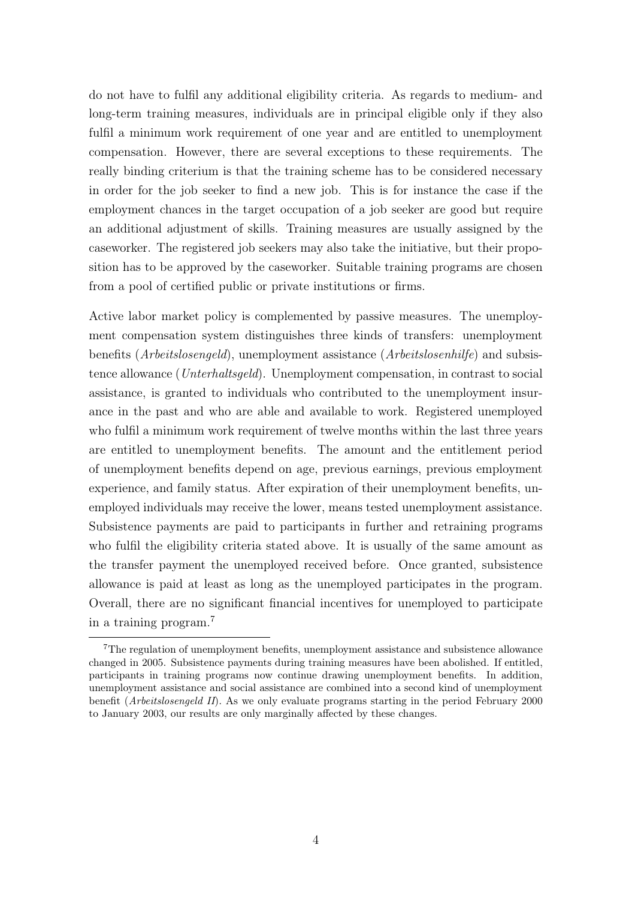do not have to fulfil any additional eligibility criteria. As regards to medium- and long-term training measures, individuals are in principal eligible only if they also fulfil a minimum work requirement of one year and are entitled to unemployment compensation. However, there are several exceptions to these requirements. The really binding criterium is that the training scheme has to be considered necessary in order for the job seeker to find a new job. This is for instance the case if the employment chances in the target occupation of a job seeker are good but require an additional adjustment of skills. Training measures are usually assigned by the caseworker. The registered job seekers may also take the initiative, but their proposition has to be approved by the caseworker. Suitable training programs are chosen from a pool of certified public or private institutions or firms.

Active labor market policy is complemented by passive measures. The unemployment compensation system distinguishes three kinds of transfers: unemployment benefits (*Arbeitslosengeld*), unemployment assistance (*Arbeitslosenhilfe*) and subsistence allowance (*Unterhaltsgeld*). Unemployment compensation, in contrast to social assistance, is granted to individuals who contributed to the unemployment insurance in the past and who are able and available to work. Registered unemployed who fulfil a minimum work requirement of twelve months within the last three years are entitled to unemployment benefits. The amount and the entitlement period of unemployment benefits depend on age, previous earnings, previous employment experience, and family status. After expiration of their unemployment benefits, unemployed individuals may receive the lower, means tested unemployment assistance. Subsistence payments are paid to participants in further and retraining programs who fulfil the eligibility criteria stated above. It is usually of the same amount as the transfer payment the unemployed received before. Once granted, subsistence allowance is paid at least as long as the unemployed participates in the program. Overall, there are no significant financial incentives for unemployed to participate in a training program.[7]

[7] The regulation of unemployment benefits, unemployment assistance and subsistence allowance changed in 2005. Subsistence payments during training measures have been abolished. If entitled, participants in training programs now continue drawing unemployment benefits. In addition, unemployment assistance and social assistance are combined into a second kind of unemployment benefit (*Arbeitslosengeld II*). As we only evaluate programs starting in the period February 2000 to January 2003, our results are only marginally affected by these changes.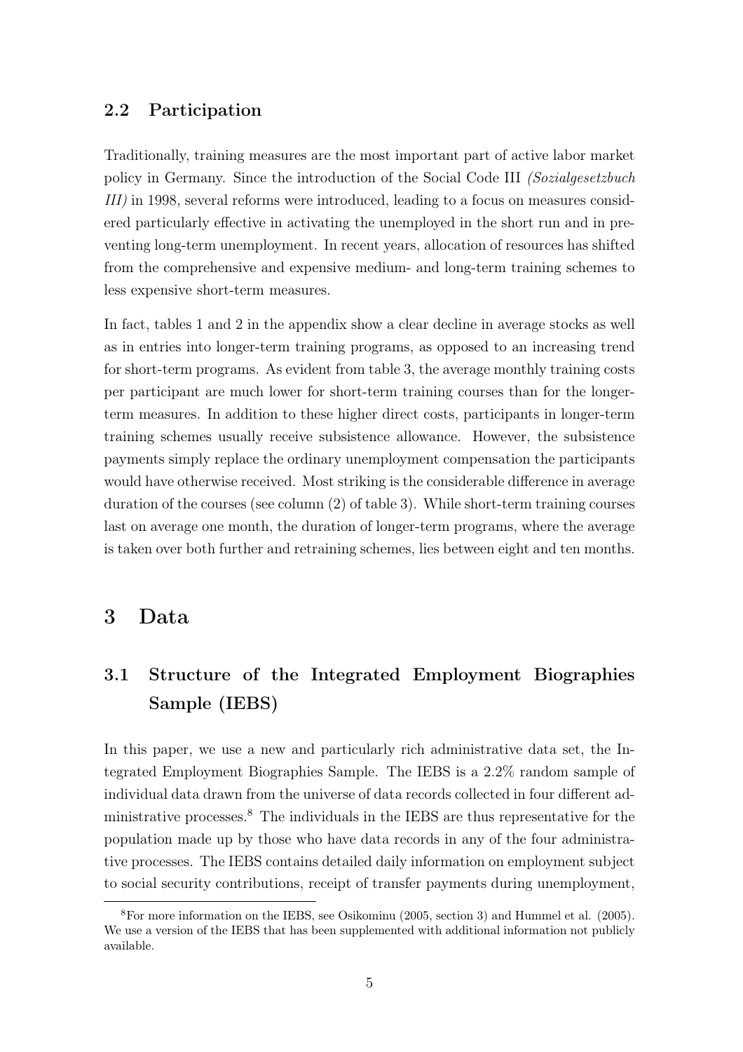## 2.2 Participation

Traditionally, training measures are the most important part of active labor market policy in Germany. Since the introduction of the Social Code III *(Sozialgesetzbuch III)* in 1998, several reforms were introduced, leading to a focus on measures considered particularly effective in activating the unemployed in the short run and in preventing long-term unemployment. In recent years, allocation of resources has shifted from the comprehensive and expensive medium- and long-term training schemes to less expensive short-term measures.

In fact, tables 1 and 2 in the appendix show a clear decline in average stocks as well as in entries into longer-term training programs, as opposed to an increasing trend for short-term programs. As evident from table 3, the average monthly training costs per participant are much lower for short-term training courses than for the longer-term measures. In addition to these higher direct costs, participants in longer-term training schemes usually receive subsistence allowance. However, the subsistence payments simply replace the ordinary unemployment compensation the participants would have otherwise received. Most striking is the considerable difference in average duration of the courses (see column (2) of table 3). While short-term training courses last on average one month, the duration of longer-term programs, where the average is taken over both further and retraining schemes, lies between eight and ten months.

# 3 Data

## 3.1 Structure of the Integrated Employment Biographies Sample (IEBS)

In this paper, we use a new and particularly rich administrative data set, the Integrated Employment Biographies Sample. The IEBS is a 2.2% random sample of individual data drawn from the universe of data records collected in four different administrative processes.[8] The individuals in the IEBS are thus representative for the population made up by those who have data records in any of the four administrative processes. The IEBS contains detailed daily information on employment subject to social security contributions, receipt of transfer payments during unemployment,

[8] For more information on the IEBS, see Osikominu (2005, section 3) and Hummel et al. (2005). We use a version of the IEBS that has been supplemented with additional information not publicly available.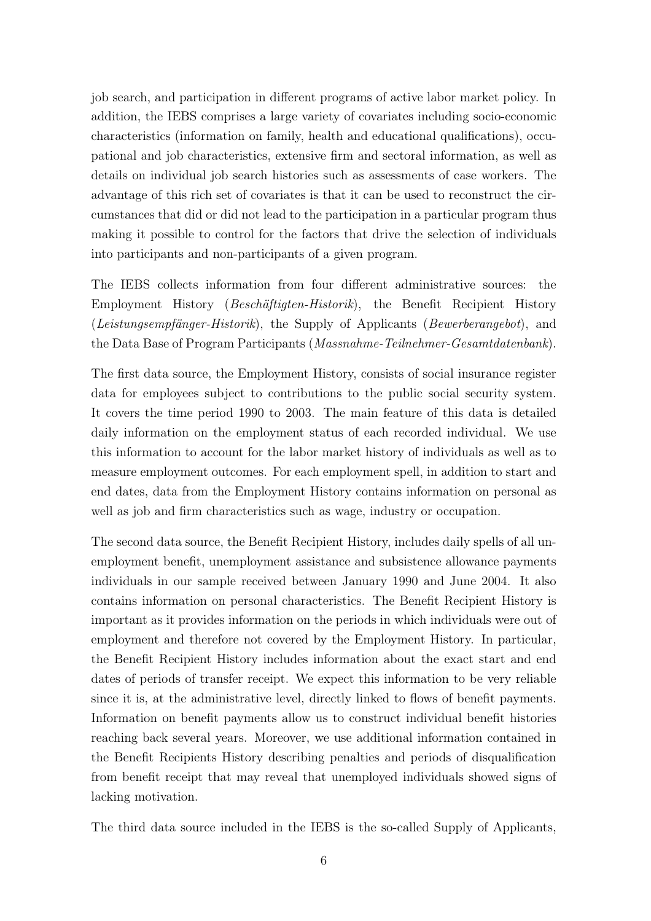job search, and participation in different programs of active labor market policy. In addition, the IEBS comprises a large variety of covariates including socio-economic characteristics (information on family, health and educational qualifications), occupational and job characteristics, extensive firm and sectoral information, as well as details on individual job search histories such as assessments of case workers. The advantage of this rich set of covariates is that it can be used to reconstruct the circumstances that did or did not lead to the participation in a particular program thus making it possible to control for the factors that drive the selection of individuals into participants and non-participants of a given program.

The IEBS collects information from four different administrative sources: the Employment History (*Beschäftigten-Historik*), the Benefit Recipient History (*Leistungsempfänger-Historik*), the Supply of Applicants (*Bewerberangebot*), and the Data Base of Program Participants (*Massnahme-Teilnehmer-Gesamtdatenbank*).

The first data source, the Employment History, consists of social insurance register data for employees subject to contributions to the public social security system. It covers the time period 1990 to 2003. The main feature of this data is detailed daily information on the employment status of each recorded individual. We use this information to account for the labor market history of individuals as well as to measure employment outcomes. For each employment spell, in addition to start and end dates, data from the Employment History contains information on personal as well as job and firm characteristics such as wage, industry or occupation.

The second data source, the Benefit Recipient History, includes daily spells of all unemployment benefit, unemployment assistance and subsistence allowance payments individuals in our sample received between January 1990 and June 2004. It also contains information on personal characteristics. The Benefit Recipient History is important as it provides information on the periods in which individuals were out of employment and therefore not covered by the Employment History. In particular, the Benefit Recipient History includes information about the exact start and end dates of periods of transfer receipt. We expect this information to be very reliable since it is, at the administrative level, directly linked to flows of benefit payments. Information on benefit payments allow us to construct individual benefit histories reaching back several years. Moreover, we use additional information contained in the Benefit Recipients History describing penalties and periods of disqualification from benefit receipt that may reveal that unemployed individuals showed signs of lacking motivation.

The third data source included in the IEBS is the so-called Supply of Applicants,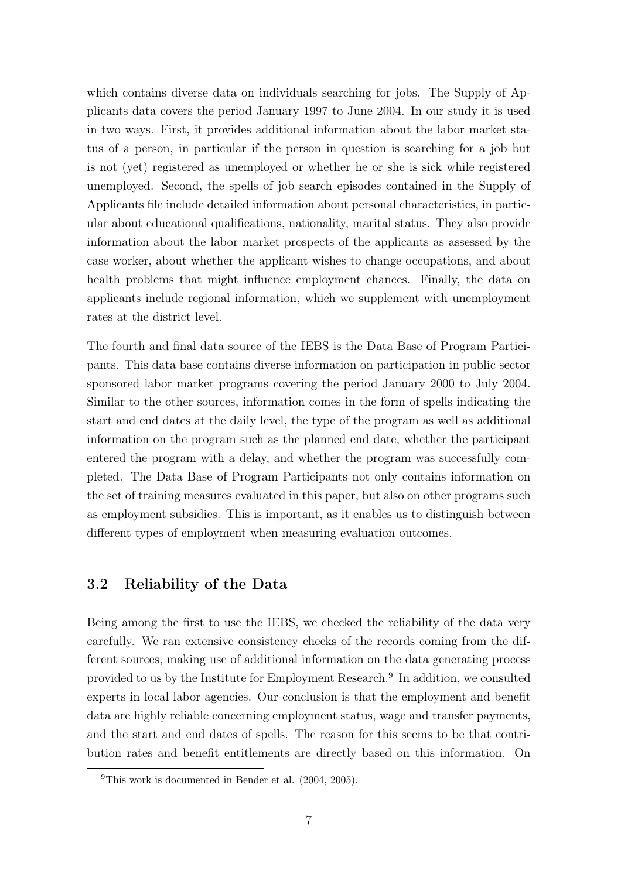which contains diverse data on individuals searching for jobs. The Supply of Applicants data covers the period January 1997 to June 2004. In our study it is used in two ways. First, it provides additional information about the labor market status of a person, in particular if the person in question is searching for a job but is not (yet) registered as unemployed or whether he or she is sick while registered unemployed. Second, the spells of job search episodes contained in the Supply of Applicants file include detailed information about personal characteristics, in particular about educational qualifications, nationality, marital status. They also provide information about the labor market prospects of the applicants as assessed by the case worker, about whether the applicant wishes to change occupations, and about health problems that might influence employment chances. Finally, the data on applicants include regional information, which we supplement with unemployment rates at the district level.

The fourth and final data source of the IEBS is the Data Base of Program Participants. This data base contains diverse information on participation in public sector sponsored labor market programs covering the period January 2000 to July 2004. Similar to the other sources, information comes in the form of spells indicating the start and end dates at the daily level, the type of the program as well as additional information on the program such as the planned end date, whether the participant entered the program with a delay, and whether the program was successfully completed. The Data Base of Program Participants not only contains information on the set of training measures evaluated in this paper, but also on other programs such as employment subsidies. This is important, as it enables us to distinguish between different types of employment when measuring evaluation outcomes.

## 3.2 Reliability of the Data

Being among the first to use the IEBS, we checked the reliability of the data very carefully. We ran extensive consistency checks of the records coming from the different sources, making use of additional information on the data generating process provided to us by the Institute for Employment Research.[9] In addition, we consulted experts in local labor agencies. Our conclusion is that the employment and benefit data are highly reliable concerning employment status, wage and transfer payments, and the start and end dates of spells. The reason for this seems to be that contribution rates and benefit entitlements are directly based on this information. On

[9] This work is documented in Bender et al. (2004, 2005).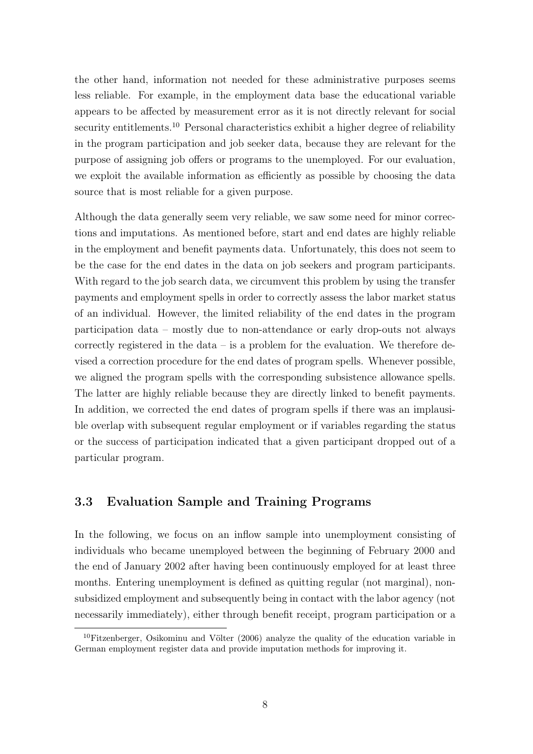the other hand, information not needed for these administrative purposes seems less reliable. For example, in the employment data base the educational variable appears to be affected by measurement error as it is not directly relevant for social security entitlements.[10] Personal characteristics exhibit a higher degree of reliability in the program participation and job seeker data, because they are relevant for the purpose of assigning job offers or programs to the unemployed. For our evaluation, we exploit the available information as efficiently as possible by choosing the data source that is most reliable for a given purpose.

Although the data generally seem very reliable, we saw some need for minor corrections and imputations. As mentioned before, start and end dates are highly reliable in the employment and benefit payments data. Unfortunately, this does not seem to be the case for the end dates in the data on job seekers and program participants. With regard to the job search data, we circumvent this problem by using the transfer payments and employment spells in order to correctly assess the labor market status of an individual. However, the limited reliability of the end dates in the program participation data – mostly due to non-attendance or early drop-outs not always correctly registered in the data – is a problem for the evaluation. We therefore devised a correction procedure for the end dates of program spells. Whenever possible, we aligned the program spells with the corresponding subsistence allowance spells. The latter are highly reliable because they are directly linked to benefit payments. In addition, we corrected the end dates of program spells if there was an implausible overlap with subsequent regular employment or if variables regarding the status or the success of participation indicated that a given participant dropped out of a particular program.

### 3.3 Evaluation Sample and Training Programs

In the following, we focus on an inflow sample into unemployment consisting of individuals who became unemployed between the beginning of February 2000 and the end of January 2002 after having been continuously employed for at least three months. Entering unemployment is defined as quitting regular (not marginal), non-subsidized employment and subsequently being in contact with the labor agency (not necessarily immediately), either through benefit receipt, program participation or a

[10] Fitzenberger, Osikominu and Völter (2006) analyze the quality of the education variable in German employment register data and provide imputation methods for improving it.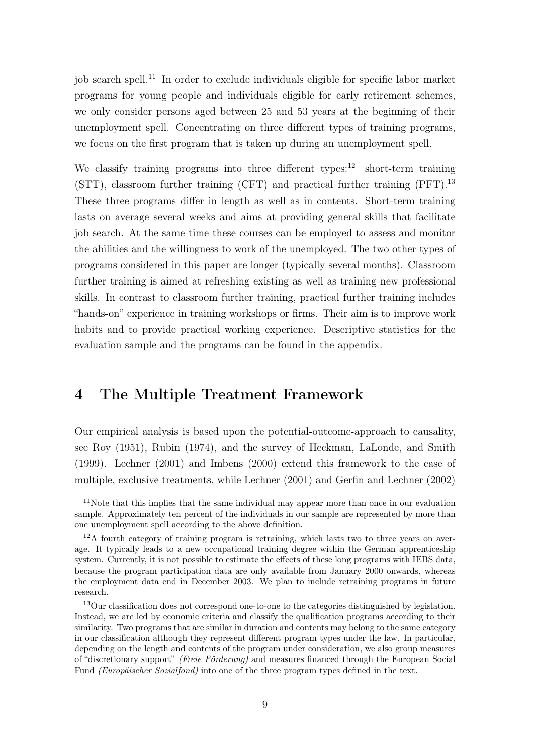job search spell.[11] In order to exclude individuals eligible for specific labor market programs for young people and individuals eligible for early retirement schemes, we only consider persons aged between 25 and 53 years at the beginning of their unemployment spell. Concentrating on three different types of training programs, we focus on the first program that is taken up during an unemployment spell.

We classify training programs into three different types:[12] short-term training (STT), classroom further training (CFT) and practical further training (PFT).[13] These three programs differ in length as well as in contents. Short-term training lasts on average several weeks and aims at providing general skills that facilitate job search. At the same time these courses can be employed to assess and monitor the abilities and the willingness to work of the unemployed. The two other types of programs considered in this paper are longer (typically several months). Classroom further training is aimed at refreshing existing as well as training new professional skills. In contrast to classroom further training, practical further training includes "hands-on" experience in training workshops or firms. Their aim is to improve work habits and to provide practical working experience. Descriptive statistics for the evaluation sample and the programs can be found in the appendix.

## 4 The Multiple Treatment Framework

Our empirical analysis is based upon the potential-outcome-approach to causality, see Roy (1951), Rubin (1974), and the survey of Heckman, LaLonde, and Smith (1999). Lechner (2001) and Imbens (2000) extend this framework to the case of multiple, exclusive treatments, while Lechner (2001) and Gerfin and Lechner (2002)

---

[11] Note that this implies that the same individual may appear more than once in our evaluation sample. Approximately ten percent of the individuals in our sample are represented by more than one unemployment spell according to the above definition.

[12] A fourth category of training program is retraining, which lasts two to three years on average. It typically leads to a new occupational training degree within the German apprenticeship system. Currently, it is not possible to estimate the effects of these long programs with IEBS data, because the program participation data are only available from January 2000 onwards, whereas the employment data end in December 2003. We plan to include retraining programs in future research.

[13] Our classification does not correspond one-to-one to the categories distinguished by legislation. Instead, we are led by economic criteria and classify the qualification programs according to their similarity. Two programs that are similar in duration and contents may belong to the same category in our classification although they represent different program types under the law. In particular, depending on the length and contents of the program under consideration, we also group measures of "discretionary support" *(Freie Förderung)* and measures financed through the European Social Fund *(Europäischer Sozialfond)* into one of the three program types defined in the text.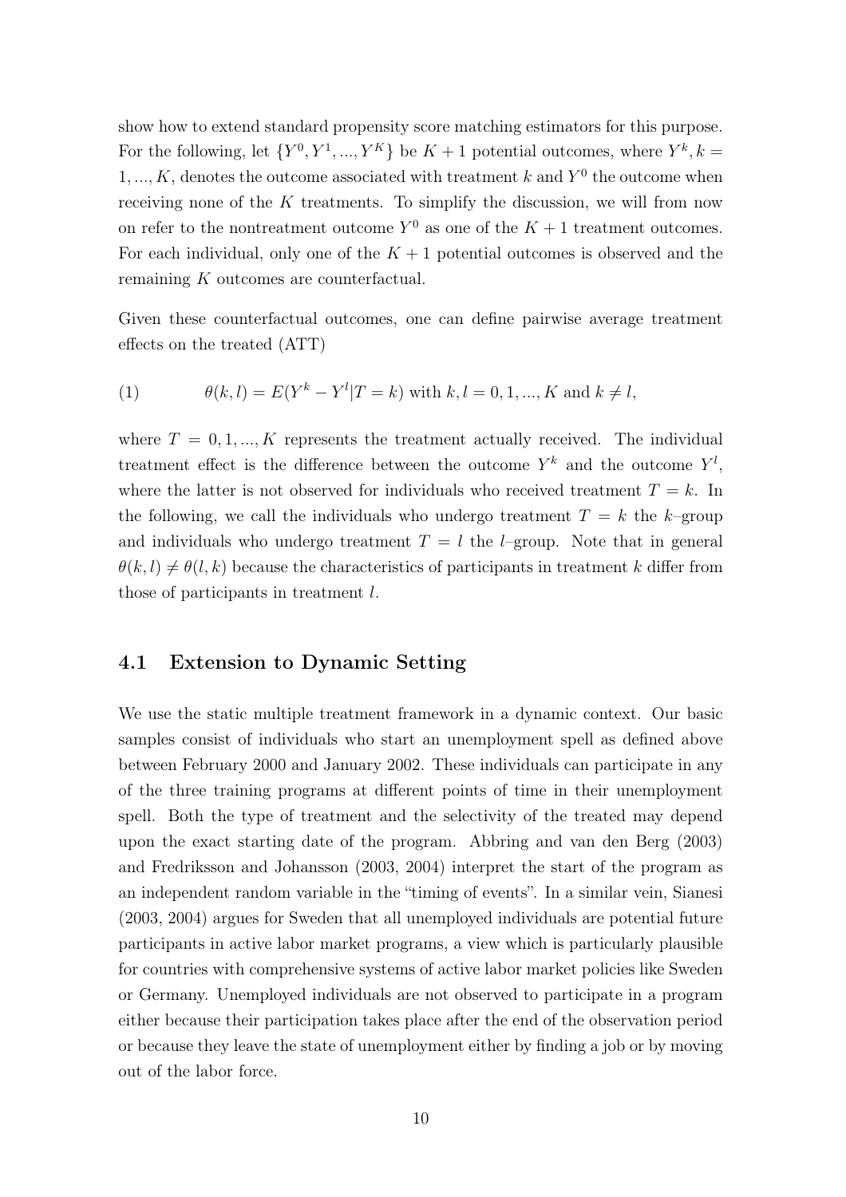show how to extend standard propensity score matching estimators for this purpose. For the following, let $\{Y^0, Y^1, ..., Y^K\}$ be $K + 1$ potential outcomes, where $Y^k, k = 1, ..., K$, denotes the outcome associated with treatment $k$ and $Y^0$ the outcome when receiving none of the $K$ treatments. To simplify the discussion, we will from now on refer to the nontreatment outcome $Y^0$ as one of the $K + 1$ treatment outcomes. For each individual, only one of the $K + 1$ potential outcomes is observed and the remaining $K$ outcomes are counterfactual.

Given these counterfactual outcomes, one can define pairwise average treatment effects on the treated (ATT)

$$\theta(k, l) = E(Y^k - Y^l | T = k) \text{ with } k, l = 0, 1, ..., K \text{ and } k \neq l, \tag{1}$$

where $T = 0, 1, ..., K$ represents the treatment actually received. The individual treatment effect is the difference between the outcome $Y^k$ and the outcome $Y^l$, where the latter is not observed for individuals who received treatment $T = k$. In the following, we call the individuals who undergo treatment $T = k$ the $k$–group and individuals who undergo treatment $T = l$ the $l$–group. Note that in general $\theta(k, l) \neq \theta(l, k)$ because the characteristics of participants in treatment $k$ differ from those of participants in treatment $l$.

## 4.1 Extension to Dynamic Setting

We use the static multiple treatment framework in a dynamic context. Our basic samples consist of individuals who start an unemployment spell as defined above between February 2000 and January 2002. These individuals can participate in any of the three training programs at different points of time in their unemployment spell. Both the type of treatment and the selectivity of the treated may depend upon the exact starting date of the program. Abbring and van den Berg (2003) and Fredriksson and Johansson (2003, 2004) interpret the start of the program as an independent random variable in the "timing of events". In a similar vein, Sianesi (2003, 2004) argues for Sweden that all unemployed individuals are potential future participants in active labor market programs, a view which is particularly plausible for countries with comprehensive systems of active labor market policies like Sweden or Germany. Unemployed individuals are not observed to participate in a program either because their participation takes place after the end of the observation period or because they leave the state of unemployment either by finding a job or by moving out of the labor force.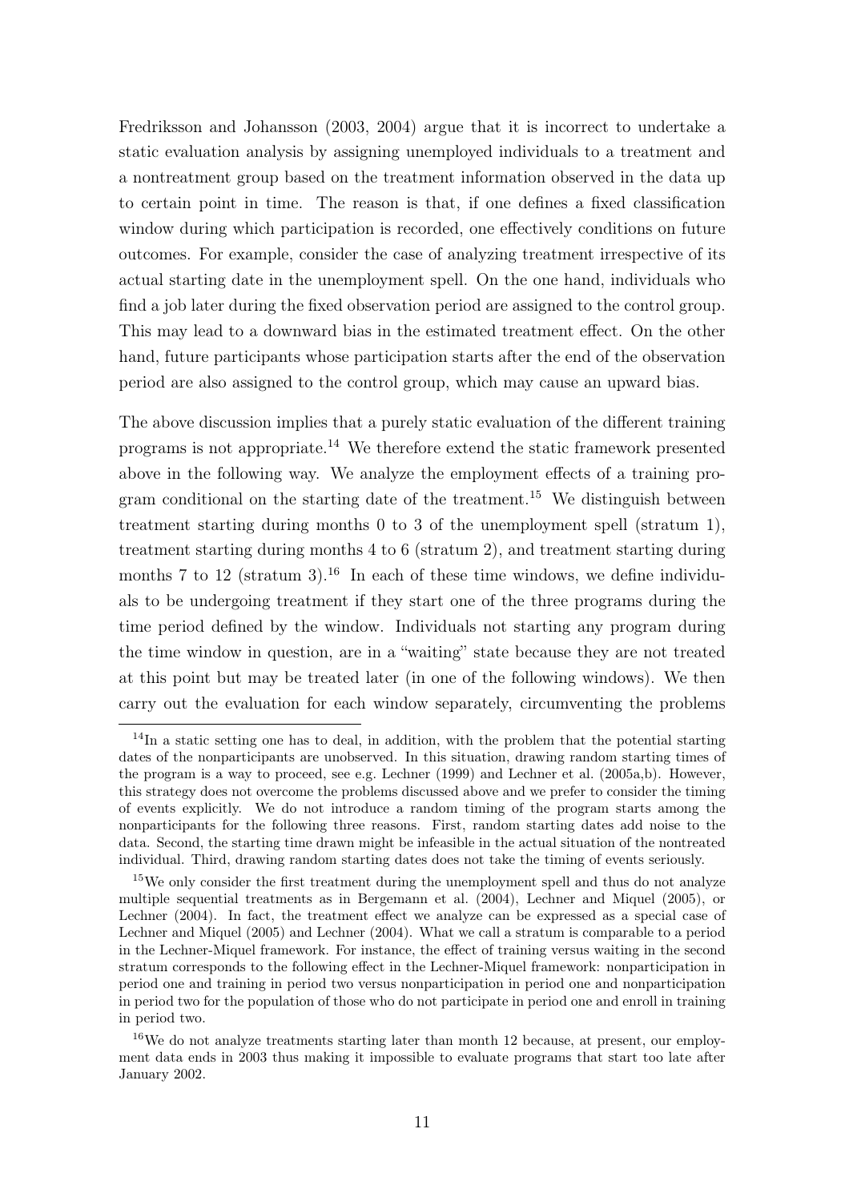Fredriksson and Johansson (2003, 2004) argue that it is incorrect to undertake a static evaluation analysis by assigning unemployed individuals to a treatment and a nontreatment group based on the treatment information observed in the data up to certain point in time. The reason is that, if one defines a fixed classification window during which participation is recorded, one effectively conditions on future outcomes. For example, consider the case of analyzing treatment irrespective of its actual starting date in the unemployment spell. On the one hand, individuals who find a job later during the fixed observation period are assigned to the control group. This may lead to a downward bias in the estimated treatment effect. On the other hand, future participants whose participation starts after the end of the observation period are also assigned to the control group, which may cause an upward bias.

The above discussion implies that a purely static evaluation of the different training programs is not appropriate.[14] We therefore extend the static framework presented above in the following way. We analyze the employment effects of a training program conditional on the starting date of the treatment.[15] We distinguish between treatment starting during months 0 to 3 of the unemployment spell (stratum 1), treatment starting during months 4 to 6 (stratum 2), and treatment starting during months 7 to 12 (stratum 3).[16] In each of these time windows, we define individuals to be undergoing treatment if they start one of the three programs during the time period defined by the window. Individuals not starting any program during the time window in question, are in a "waiting" state because they are not treated at this point but may be treated later (in one of the following windows). We then carry out the evaluation for each window separately, circumventing the problems

[14] In a static setting one has to deal, in addition, with the problem that the potential starting dates of the nonparticipants are unobserved. In this situation, drawing random starting times of the program is a way to proceed, see e.g. Lechner (1999) and Lechner et al. (2005a,b). However, this strategy does not overcome the problems discussed above and we prefer to consider the timing of events explicitly. We do not introduce a random timing of the program starts among the nonparticipants for the following three reasons. First, random starting dates add noise to the data. Second, the starting time drawn might be infeasible in the actual situation of the nontreated individual. Third, drawing random starting dates does not take the timing of events seriously.

[15] We only consider the first treatment during the unemployment spell and thus do not analyze multiple sequential treatments as in Bergemann et al. (2004), Lechner and Miquel (2005), or Lechner (2004). In fact, the treatment effect we analyze can be expressed as a special case of Lechner and Miquel (2005) and Lechner (2004). What we call a stratum is comparable to a period in the Lechner-Miquel framework. For instance, the effect of training versus waiting in the second stratum corresponds to the following effect in the Lechner-Miquel framework: nonparticipation in period one and training in period two versus nonparticipation in period one and nonparticipation in period two for the population of those who do not participate in period one and enroll in training in period two.

[16] We do not analyze treatments starting later than month 12 because, at present, our employment data ends in 2003 thus making it impossible to evaluate programs that start too late after January 2002.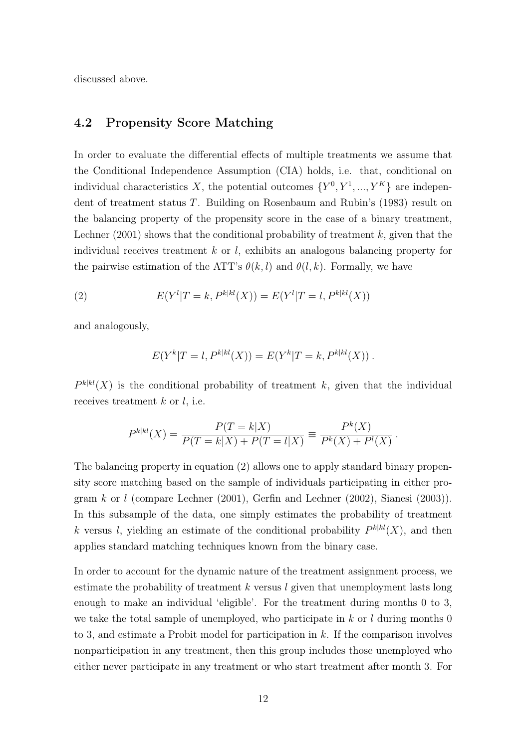discussed above.

## 4.2 Propensity Score Matching

In order to evaluate the differential effects of multiple treatments we assume that the Conditional Independence Assumption (CIA) holds, i.e. that, conditional on individual characteristics $X$, the potential outcomes $\{Y^0, Y^1, ..., Y^K\}$ are independent of treatment status $T$. Building on Rosenbaum and Rubin's (1983) result on the balancing property of the propensity score in the case of a binary treatment, Lechner (2001) shows that the conditional probability of treatment $k$, given that the individual receives treatment $k$ or $l$, exhibits an analogous balancing property for the pairwise estimation of the ATT's $\theta(k, l)$ and $\theta(l, k)$. Formally, we have

$$E(Y^l|T = k, P^{k|kl}(X)) = E(Y^l|T = l, P^{k|kl}(X)) \tag{2}$$

and analogously,

$$E(Y^k|T = l, P^{k|kl}(X)) = E(Y^k|T = k, P^{k|kl}(X)) \, .$$

$P^{k|kl}(X)$ is the conditional probability of treatment $k$, given that the individual receives treatment $k$ or $l$, i.e.

$$P^{k|kl}(X) = \frac{P(T = k|X)}{P(T = k|X) + P(T = l|X)} \equiv \frac{P^k(X)}{P^k(X) + P^l(X)} \, .$$

The balancing property in equation (2) allows one to apply standard binary propensity score matching based on the sample of individuals participating in either program $k$ or $l$ (compare Lechner (2001), Gerfin and Lechner (2002), Sianesi (2003)). In this subsample of the data, one simply estimates the probability of treatment $k$ versus $l$, yielding an estimate of the conditional probability $P^{k|kl}(X)$, and then applies standard matching techniques known from the binary case.

In order to account for the dynamic nature of the treatment assignment process, we estimate the probability of treatment $k$ versus $l$ given that unemployment lasts long enough to make an individual 'eligible'. For the treatment during months 0 to 3, we take the total sample of unemployed, who participate in $k$ or $l$ during months 0 to 3, and estimate a Probit model for participation in $k$. If the comparison involves nonparticipation in any treatment, then this group includes those unemployed who either never participate in any treatment or who start treatment after month 3. For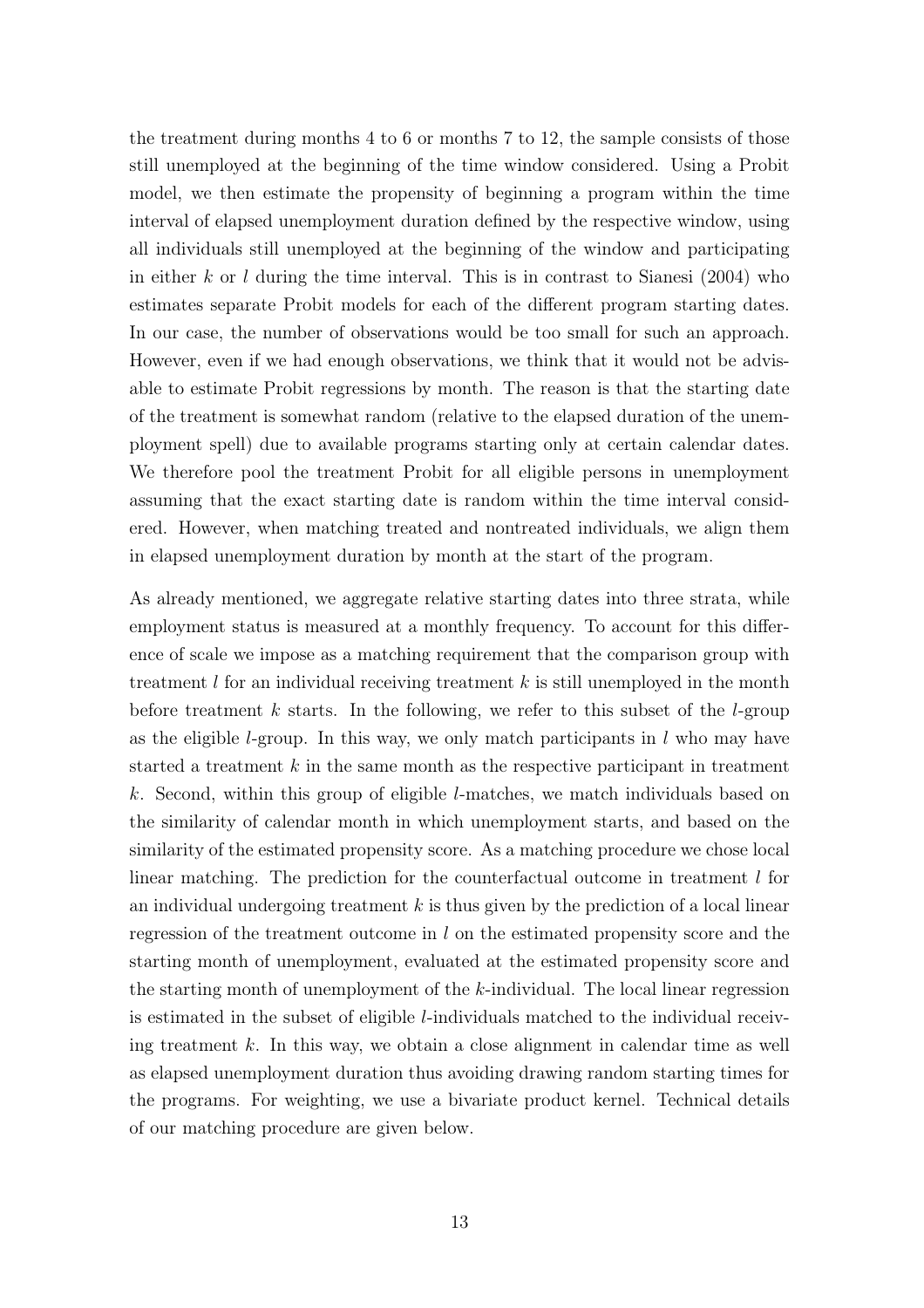the treatment during months 4 to 6 or months 7 to 12, the sample consists of those still unemployed at the beginning of the time window considered. Using a Probit model, we then estimate the propensity of beginning a program within the time interval of elapsed unemployment duration defined by the respective window, using all individuals still unemployed at the beginning of the window and participating in either $k$ or $l$ during the time interval. This is in contrast to Sianesi (2004) who estimates separate Probit models for each of the different program starting dates. In our case, the number of observations would be too small for such an approach. However, even if we had enough observations, we think that it would not be advisable to estimate Probit regressions by month. The reason is that the starting date of the treatment is somewhat random (relative to the elapsed duration of the unemployment spell) due to available programs starting only at certain calendar dates. We therefore pool the treatment Probit for all eligible persons in unemployment assuming that the exact starting date is random within the time interval considered. However, when matching treated and nontreated individuals, we align them in elapsed unemployment duration by month at the start of the program.

As already mentioned, we aggregate relative starting dates into three strata, while employment status is measured at a monthly frequency. To account for this difference of scale we impose as a matching requirement that the comparison group with treatment $l$ for an individual receiving treatment $k$ is still unemployed in the month before treatment $k$ starts. In the following, we refer to this subset of the $l$-group as the eligible $l$-group. In this way, we only match participants in $l$ who may have started a treatment $k$ in the same month as the respective participant in treatment $k$. Second, within this group of eligible $l$-matches, we match individuals based on the similarity of calendar month in which unemployment starts, and based on the similarity of the estimated propensity score. As a matching procedure we chose local linear matching. The prediction for the counterfactual outcome in treatment $l$ for an individual undergoing treatment $k$ is thus given by the prediction of a local linear regression of the treatment outcome in $l$ on the estimated propensity score and the starting month of unemployment, evaluated at the estimated propensity score and the starting month of unemployment of the $k$-individual. The local linear regression is estimated in the subset of eligible $l$-individuals matched to the individual receiving treatment $k$. In this way, we obtain a close alignment in calendar time as well as elapsed unemployment duration thus avoiding drawing random starting times for the programs. For weighting, we use a bivariate product kernel. Technical details of our matching procedure are given below.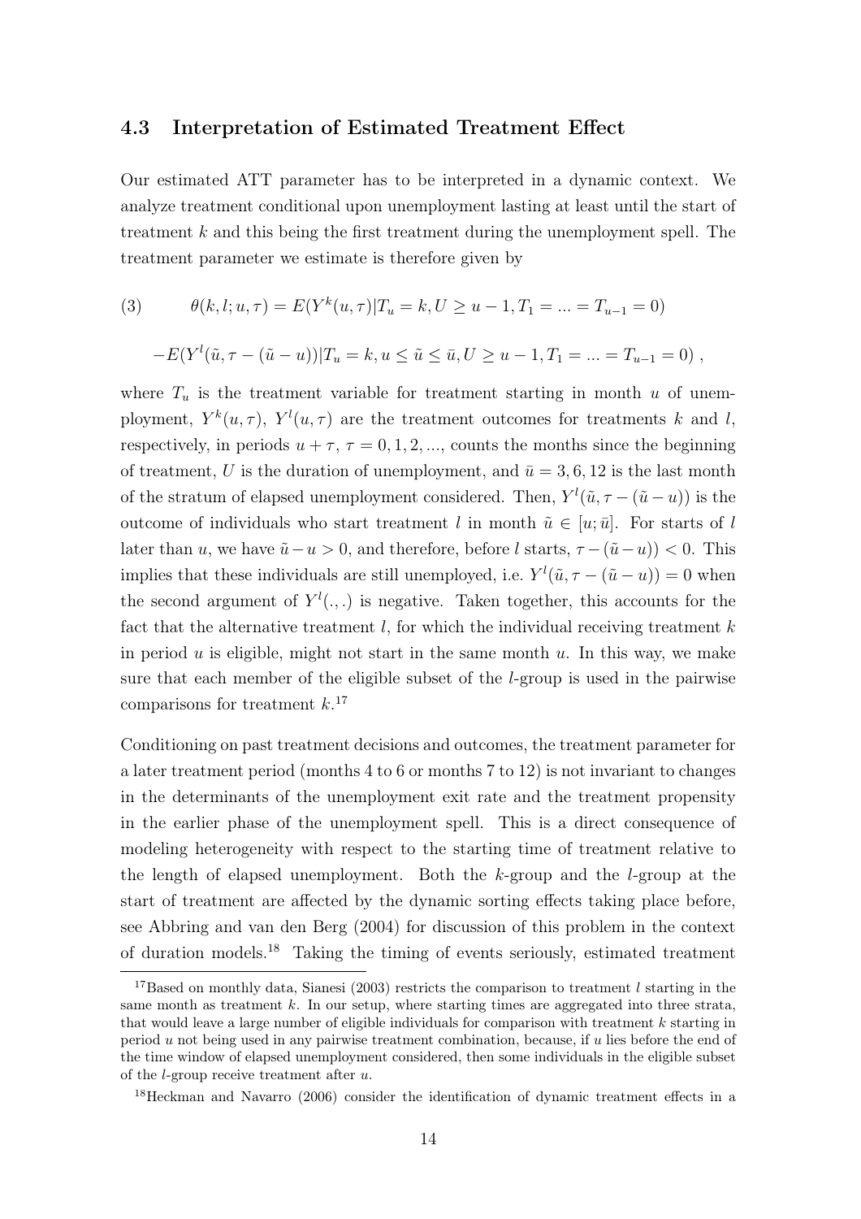### 4.3 Interpretation of Estimated Treatment Effect

Our estimated ATT parameter has to be interpreted in a dynamic context. We analyze treatment conditional upon unemployment lasting at least until the start of treatment $k$ and this being the first treatment during the unemployment spell. The treatment parameter we estimate is therefore given by

$$
(3) \qquad \theta(k,l;u,\tau) = E(Y^k(u,\tau)|T_u = k, U \geq u-1, T_1 = ... = T_{u-1} = 0)
$$

$$
-E(Y^l(\tilde{u}, \tau - (\tilde{u} - u))|T_u = k, u \leq \tilde{u} \leq \bar{u}, U \geq u-1, T_1 = ... = T_{u-1} = 0)\ ,
$$

where $T_u$ is the treatment variable for treatment starting in month $u$ of unemployment, $Y^k(u,\tau)$, $Y^l(u,\tau)$ are the treatment outcomes for treatments $k$ and $l$, respectively, in periods $u+\tau$, $\tau = 0, 1, 2, ...$, counts the months since the beginning of treatment, $U$ is the duration of unemployment, and $\bar{u} = 3, 6, 12$ is the last month of the stratum of elapsed unemployment considered. Then, $Y^l(\tilde{u}, \tau - (\tilde{u} - u))$ is the outcome of individuals who start treatment $l$ in month $\tilde{u} \in [u; \bar{u}]$. For starts of $l$ later than $u$, we have $\tilde{u} - u > 0$, and therefore, before $l$ starts, $\tau - (\tilde{u} - u)) < 0$. This implies that these individuals are still unemployed, i.e. $Y^l(\tilde{u}, \tau - (\tilde{u} - u)) = 0$ when the second argument of $Y^l(.,.)$ is negative. Taken together, this accounts for the fact that the alternative treatment $l$, for which the individual receiving treatment $k$ in period $u$ is eligible, might not start in the same month $u$. In this way, we make sure that each member of the eligible subset of the $l$-group is used in the pairwise comparisons for treatment $k$.[17]

Conditioning on past treatment decisions and outcomes, the treatment parameter for a later treatment period (months 4 to 6 or months 7 to 12) is not invariant to changes in the determinants of the unemployment exit rate and the treatment propensity in the earlier phase of the unemployment spell. This is a direct consequence of modeling heterogeneity with respect to the starting time of treatment relative to the length of elapsed unemployment. Both the $k$-group and the $l$-group at the start of treatment are affected by the dynamic sorting effects taking place before, see Abbring and van den Berg (2004) for discussion of this problem in the context of duration models.[18] Taking the timing of events seriously, estimated treatment

[17] Based on monthly data, Sianesi (2003) restricts the comparison to treatment $l$ starting in the same month as treatment $k$. In our setup, where starting times are aggregated into three strata, that would leave a large number of eligible individuals for comparison with treatment $k$ starting in period $u$ not being used in any pairwise treatment combination, because, if $u$ lies before the end of the time window of elapsed unemployment considered, then some individuals in the eligible subset of the $l$-group receive treatment after $u$.

[18] Heckman and Navarro (2006) consider the identification of dynamic treatment effects in a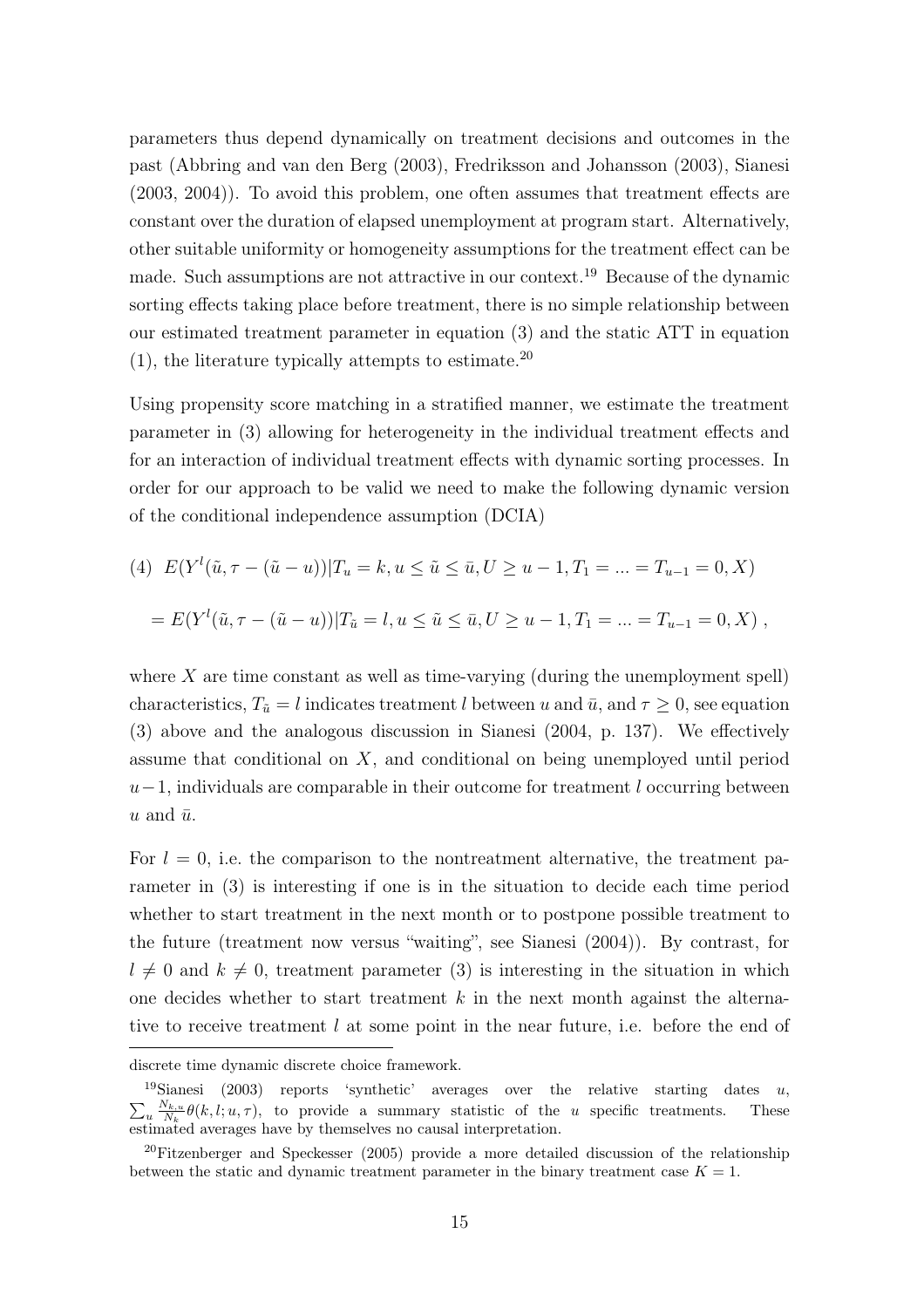parameters thus depend dynamically on treatment decisions and outcomes in the past (Abbring and van den Berg (2003), Fredriksson and Johansson (2003), Sianesi (2003, 2004)). To avoid this problem, one often assumes that treatment effects are constant over the duration of elapsed unemployment at program start. Alternatively, other suitable uniformity or homogeneity assumptions for the treatment effect can be made. Such assumptions are not attractive in our context.[19] Because of the dynamic sorting effects taking place before treatment, there is no simple relationship between our estimated treatment parameter in equation (3) and the static ATT in equation (1), the literature typically attempts to estimate.[20]

Using propensity score matching in a stratified manner, we estimate the treatment parameter in (3) allowing for heterogeneity in the individual treatment effects and for an interaction of individual treatment effects with dynamic sorting processes. In order for our approach to be valid we need to make the following dynamic version of the conditional independence assumption (DCIA)

$$(4)\quad E(Y^l(\tilde{u}, \tau - (\tilde{u} - u))|T_u = k, u \leq \tilde{u} \leq \bar{u}, U \geq u-1, T_1 = ... = T_{u-1} = 0, X)$$

$$= E(Y^l(\tilde{u}, \tau - (\tilde{u} - u))|T_{\tilde{u}} = l, u \leq \tilde{u} \leq \bar{u}, U \geq u-1, T_1 = ... = T_{u-1} = 0, X)\ ,$$

where $X$ are time constant as well as time-varying (during the unemployment spell) characteristics, $T_{\tilde{u}} = l$ indicates treatment $l$ between $u$ and $\bar{u}$, and $\tau \geq 0$, see equation (3) above and the analogous discussion in Sianesi (2004, p. 137). We effectively assume that conditional on $X$, and conditional on being unemployed until period $u-1$, individuals are comparable in their outcome for treatment $l$ occurring between $u$ and $\bar{u}$.

For $l = 0$, i.e. the comparison to the nontreatment alternative, the treatment parameter in (3) is interesting if one is in the situation to decide each time period whether to start treatment in the next month or to postpone possible treatment to the future (treatment now versus "waiting", see Sianesi (2004)). By contrast, for $l \neq 0$ and $k \neq 0$, treatment parameter (3) is interesting in the situation in which one decides whether to start treatment $k$ in the next month against the alternative to receive treatment $l$ at some point in the near future, i.e. before the end of

---

discrete time dynamic discrete choice framework.

[19] Sianesi (2003) reports 'synthetic' averages over the relative starting dates $u$, $\sum_u \frac{N_{k,u}}{N_k}\theta(k,l;u,\tau)$, to provide a summary statistic of the $u$ specific treatments. These estimated averages have by themselves no causal interpretation.

[20] Fitzenberger and Speckesser (2005) provide a more detailed discussion of the relationship between the static and dynamic treatment parameter in the binary treatment case $K = 1$.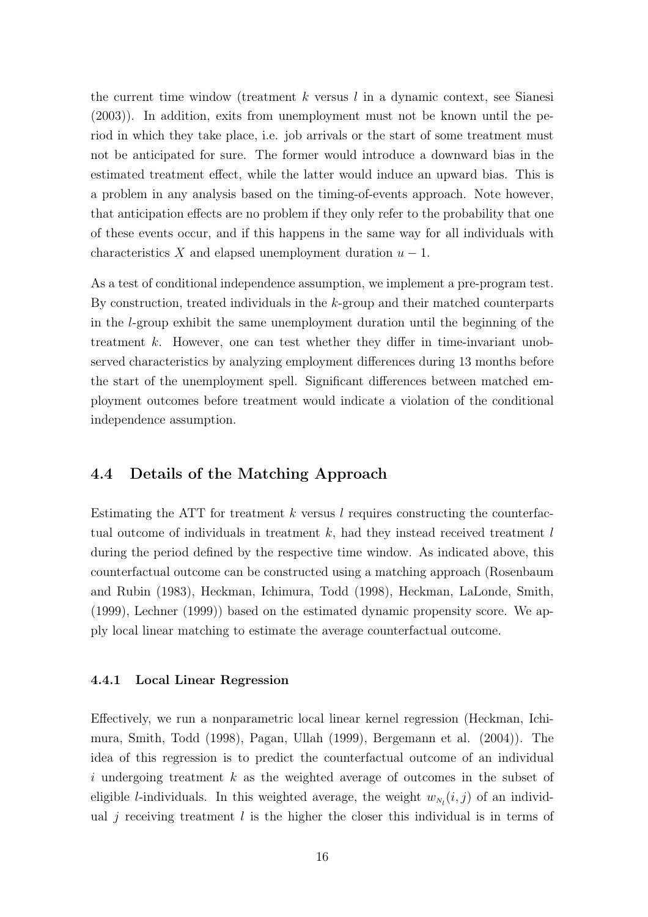the current time window (treatment $k$ versus $l$ in a dynamic context, see Sianesi (2003)). In addition, exits from unemployment must not be known until the period in which they take place, i.e. job arrivals or the start of some treatment must not be anticipated for sure. The former would introduce a downward bias in the estimated treatment effect, while the latter would induce an upward bias. This is a problem in any analysis based on the timing-of-events approach. Note however, that anticipation effects are no problem if they only refer to the probability that one of these events occur, and if this happens in the same way for all individuals with characteristics $X$ and elapsed unemployment duration $u - 1$.

As a test of conditional independence assumption, we implement a pre-program test. By construction, treated individuals in the $k$-group and their matched counterparts in the $l$-group exhibit the same unemployment duration until the beginning of the treatment $k$. However, one can test whether they differ in time-invariant unobserved characteristics by analyzing employment differences during 13 months before the start of the unemployment spell. Significant differences between matched employment outcomes before treatment would indicate a violation of the conditional independence assumption.

## 4.4 Details of the Matching Approach

Estimating the ATT for treatment $k$ versus $l$ requires constructing the counterfactual outcome of individuals in treatment $k$, had they instead received treatment $l$ during the period defined by the respective time window. As indicated above, this counterfactual outcome can be constructed using a matching approach (Rosenbaum and Rubin (1983), Heckman, Ichimura, Todd (1998), Heckman, LaLonde, Smith, (1999), Lechner (1999)) based on the estimated dynamic propensity score. We apply local linear matching to estimate the average counterfactual outcome.

### 4.4.1 Local Linear Regression

Effectively, we run a nonparametric local linear kernel regression (Heckman, Ichimura, Smith, Todd (1998), Pagan, Ullah (1999), Bergemann et al. (2004)). The idea of this regression is to predict the counterfactual outcome of an individual $i$ undergoing treatment $k$ as the weighted average of outcomes in the subset of eligible $l$-individuals. In this weighted average, the weight $w_{N_l}(i, j)$ of an individual $j$ receiving treatment $l$ is the higher the closer this individual is in terms of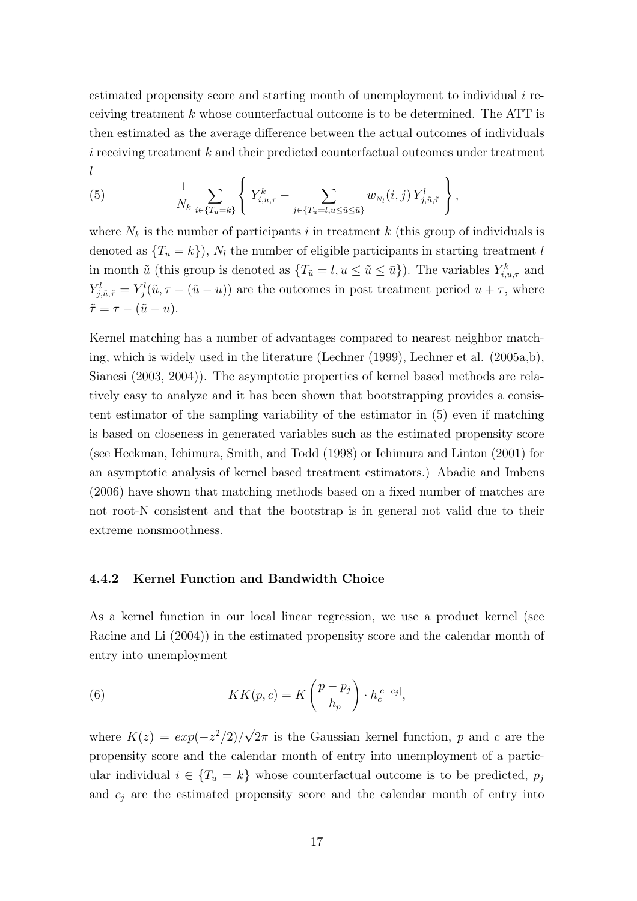estimated propensity score and starting month of unemployment to individual $i$ receiving treatment $k$ whose counterfactual outcome is to be determined. The ATT is then estimated as the average difference between the actual outcomes of individuals $i$ receiving treatment $k$ and their predicted counterfactual outcomes under treatment $l$

$$\frac{1}{N_k} \sum_{i \in \{T_u = k\}} \left\{ Y^k_{i,u,\tau} - \sum_{j \in \{T_{\tilde{u}} = l, u \leq \tilde{u} \leq \bar{u}\}} w_{N_l}(i,j) \, Y^l_{j,\tilde{u},\tilde{\tau}} \right\}, \tag{5}$$

where $N_k$ is the number of participants $i$ in treatment $k$ (this group of individuals is denoted as $\{T_u = k\}$), $N_l$ the number of eligible participants in starting treatment $l$ in month $\tilde{u}$ (this group is denoted as $\{T_{\tilde{u}} = l, u \leq \tilde{u} \leq \bar{u}\}$). The variables $Y^k_{i,u,\tau}$ and $Y^l_{j,\tilde{u},\tilde{\tau}} = Y^l_j(\tilde{u}, \tau - (\tilde{u} - u))$ are the outcomes in post treatment period $u + \tau$, where $\tilde{\tau} = \tau - (\tilde{u} - u)$.

Kernel matching has a number of advantages compared to nearest neighbor matching, which is widely used in the literature (Lechner (1999), Lechner et al. (2005a,b), Sianesi (2003, 2004)). The asymptotic properties of kernel based methods are relatively easy to analyze and it has been shown that bootstrapping provides a consistent estimator of the sampling variability of the estimator in (5) even if matching is based on closeness in generated variables such as the estimated propensity score (see Heckman, Ichimura, Smith, and Todd (1998) or Ichimura and Linton (2001) for an asymptotic analysis of kernel based treatment estimators.) Abadie and Imbens (2006) have shown that matching methods based on a fixed number of matches are not root-N consistent and that the bootstrap is in general not valid due to their extreme nonsmoothness.

### 4.4.2 Kernel Function and Bandwidth Choice

As a kernel function in our local linear regression, we use a product kernel (see Racine and Li (2004)) in the estimated propensity score and the calendar month of entry into unemployment

$$KK(p, c) = K\left(\frac{p - p_j}{h_p}\right) \cdot h_c^{|c - c_j|}, \tag{6}$$

where $K(z) = exp(-z^2/2)/\sqrt{2\pi}$ is the Gaussian kernel function, $p$ and $c$ are the propensity score and the calendar month of entry into unemployment of a particular individual $i \in \{T_u = k\}$ whose counterfactual outcome is to be predicted, $p_j$ and $c_j$ are the estimated propensity score and the calendar month of entry into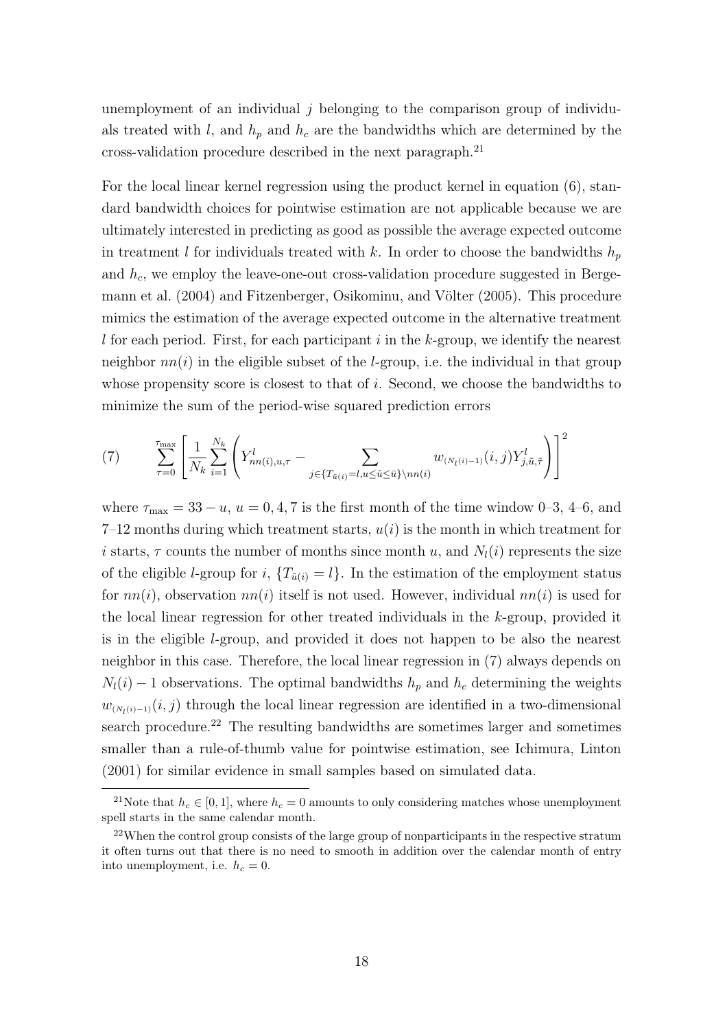unemployment of an individual $j$ belonging to the comparison group of individuals treated with $l$, and $h_p$ and $h_c$ are the bandwidths which are determined by the cross-validation procedure described in the next paragraph.[21]

For the local linear kernel regression using the product kernel in equation (6), standard bandwidth choices for pointwise estimation are not applicable because we are ultimately interested in predicting as good as possible the average expected outcome in treatment $l$ for individuals treated with $k$. In order to choose the bandwidths $h_p$ and $h_c$, we employ the leave-one-out cross-validation procedure suggested in Bergemann et al. (2004) and Fitzenberger, Osikominu, and Völter (2005). This procedure mimics the estimation of the average expected outcome in the alternative treatment $l$ for each period. First, for each participant $i$ in the $k$-group, we identify the nearest neighbor $nn(i)$ in the eligible subset of the $l$-group, i.e. the individual in that group whose propensity score is closest to that of $i$. Second, we choose the bandwidths to minimize the sum of the period-wise squared prediction errors

$$(7) \qquad \sum_{\tau=0}^{\tau_{\max}} \left[ \frac{1}{N_k} \sum_{i=1}^{N_k} \left( Y^l_{nn(i),u,\tau} - \sum_{j \in \{T_{\tilde{u}(i)}=l, u \leq \tilde{u} \leq \bar{u}\} \setminus nn(i)} w_{(N_l(i)-1)}(i,j) Y^l_{j,\tilde{u},\tilde{\tau}} \right) \right]^2$$

where $\tau_{\max} = 33 - u$, $u = 0, 4, 7$ is the first month of the time window 0–3, 4–6, and 7–12 months during which treatment starts, $u(i)$ is the month in which treatment for $i$ starts, $\tau$ counts the number of months since month $u$, and $N_l(i)$ represents the size of the eligible $l$-group for $i$, $\{T_{\tilde{u}(i)} = l\}$. In the estimation of the employment status for $nn(i)$, observation $nn(i)$ itself is not used. However, individual $nn(i)$ is used for the local linear regression for other treated individuals in the $k$-group, provided it is in the eligible $l$-group, and provided it does not happen to be also the nearest neighbor in this case. Therefore, the local linear regression in (7) always depends on $N_l(i) - 1$ observations. The optimal bandwidths $h_p$ and $h_c$ determining the weights $w_{(N_l(i)-1)}(i,j)$ through the local linear regression are identified in a two-dimensional search procedure.[22] The resulting bandwidths are sometimes larger and sometimes smaller than a rule-of-thumb value for pointwise estimation, see Ichimura, Linton (2001) for similar evidence in small samples based on simulated data.

[21] Note that $h_c \in [0, 1]$, where $h_c = 0$ amounts to only considering matches whose unemployment spell starts in the same calendar month.

[22] When the control group consists of the large group of nonparticipants in the respective stratum it often turns out that there is no need to smooth in addition over the calendar month of entry into unemployment, i.e. $h_c = 0$.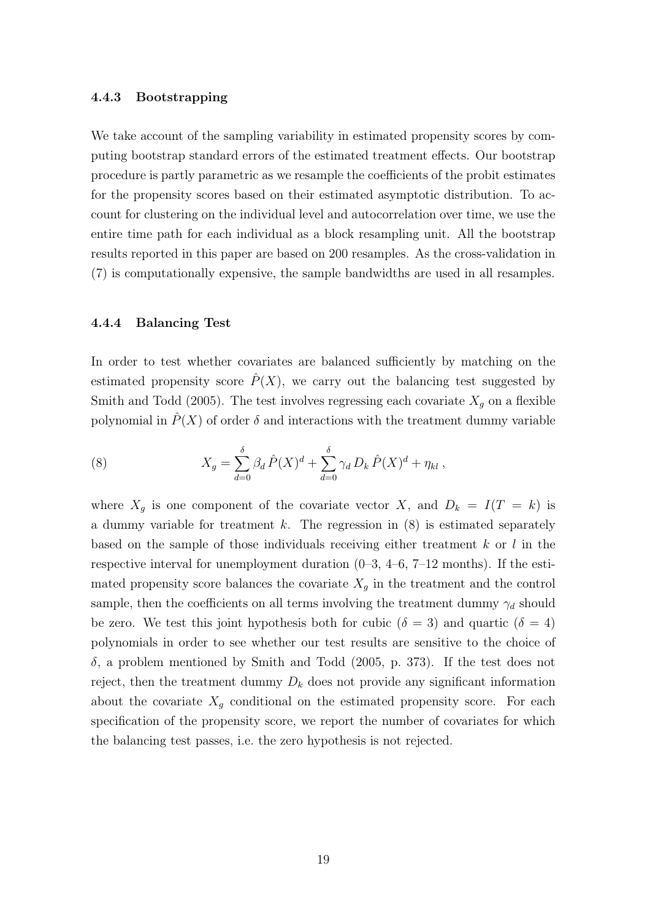#### 4.4.3 Bootstrapping

We take account of the sampling variability in estimated propensity scores by computing bootstrap standard errors of the estimated treatment effects. Our bootstrap procedure is partly parametric as we resample the coefficients of the probit estimates for the propensity scores based on their estimated asymptotic distribution. To account for clustering on the individual level and autocorrelation over time, we use the entire time path for each individual as a block resampling unit. All the bootstrap results reported in this paper are based on 200 resamples. As the cross-validation in (7) is computationally expensive, the sample bandwidths are used in all resamples.

#### 4.4.4 Balancing Test

In order to test whether covariates are balanced sufficiently by matching on the estimated propensity score $\hat{P}(X)$, we carry out the balancing test suggested by Smith and Todd (2005). The test involves regressing each covariate $X_g$ on a flexible polynomial in $\hat{P}(X)$ of order $\delta$ and interactions with the treatment dummy variable

$$X_g = \sum_{d=0}^{\delta} \beta_d \, \hat{P}(X)^d + \sum_{d=0}^{\delta} \gamma_d \, D_k \, \hat{P}(X)^d + \eta_{kl} \, , \tag{8}$$

where $X_g$ is one component of the covariate vector $X$, and $D_k = I(T = k)$ is a dummy variable for treatment $k$. The regression in (8) is estimated separately based on the sample of those individuals receiving either treatment $k$ or $l$ in the respective interval for unemployment duration (0–3, 4–6, 7–12 months). If the estimated propensity score balances the covariate $X_g$ in the treatment and the control sample, then the coefficients on all terms involving the treatment dummy $\gamma_d$ should be zero. We test this joint hypothesis both for cubic ($\delta = 3$) and quartic ($\delta = 4$) polynomials in order to see whether our test results are sensitive to the choice of $\delta$, a problem mentioned by Smith and Todd (2005, p. 373). If the test does not reject, then the treatment dummy $D_k$ does not provide any significant information about the covariate $X_g$ conditional on the estimated propensity score. For each specification of the propensity score, we report the number of covariates for which the balancing test passes, i.e. the zero hypothesis is not rejected.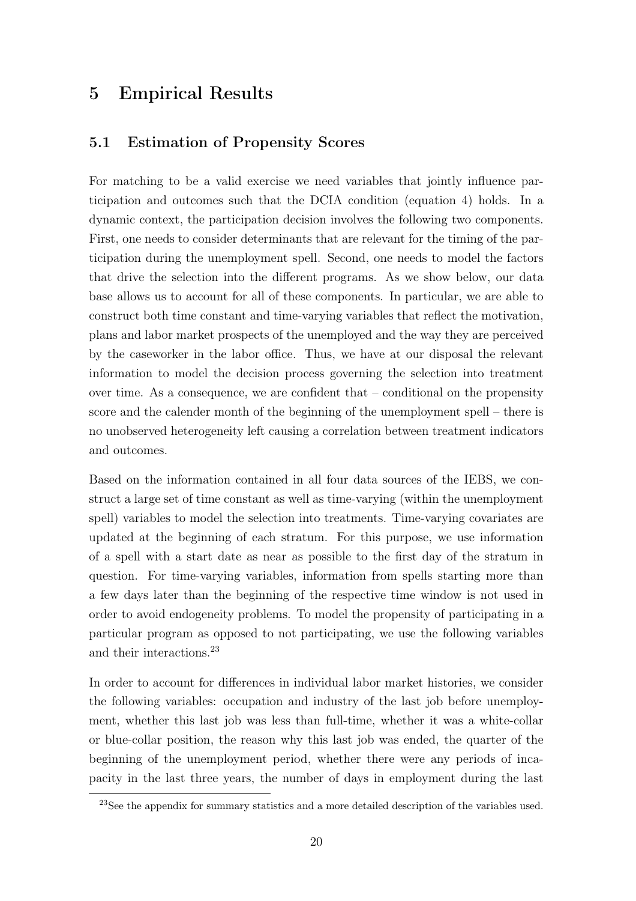# 5 Empirical Results

## 5.1 Estimation of Propensity Scores

For matching to be a valid exercise we need variables that jointly influence participation and outcomes such that the DCIA condition (equation 4) holds. In a dynamic context, the participation decision involves the following two components. First, one needs to consider determinants that are relevant for the timing of the participation during the unemployment spell. Second, one needs to model the factors that drive the selection into the different programs. As we show below, our data base allows us to account for all of these components. In particular, we are able to construct both time constant and time-varying variables that reflect the motivation, plans and labor market prospects of the unemployed and the way they are perceived by the caseworker in the labor office. Thus, we have at our disposal the relevant information to model the decision process governing the selection into treatment over time. As a consequence, we are confident that – conditional on the propensity score and the calender month of the beginning of the unemployment spell – there is no unobserved heterogeneity left causing a correlation between treatment indicators and outcomes.

Based on the information contained in all four data sources of the IEBS, we construct a large set of time constant as well as time-varying (within the unemployment spell) variables to model the selection into treatments. Time-varying covariates are updated at the beginning of each stratum. For this purpose, we use information of a spell with a start date as near as possible to the first day of the stratum in question. For time-varying variables, information from spells starting more than a few days later than the beginning of the respective time window is not used in order to avoid endogeneity problems. To model the propensity of participating in a particular program as opposed to not participating, we use the following variables and their interactions.[23]

In order to account for differences in individual labor market histories, we consider the following variables: occupation and industry of the last job before unemployment, whether this last job was less than full-time, whether it was a white-collar or blue-collar position, the reason why this last job was ended, the quarter of the beginning of the unemployment period, whether there were any periods of incapacity in the last three years, the number of days in employment during the last

[23] See the appendix for summary statistics and a more detailed description of the variables used.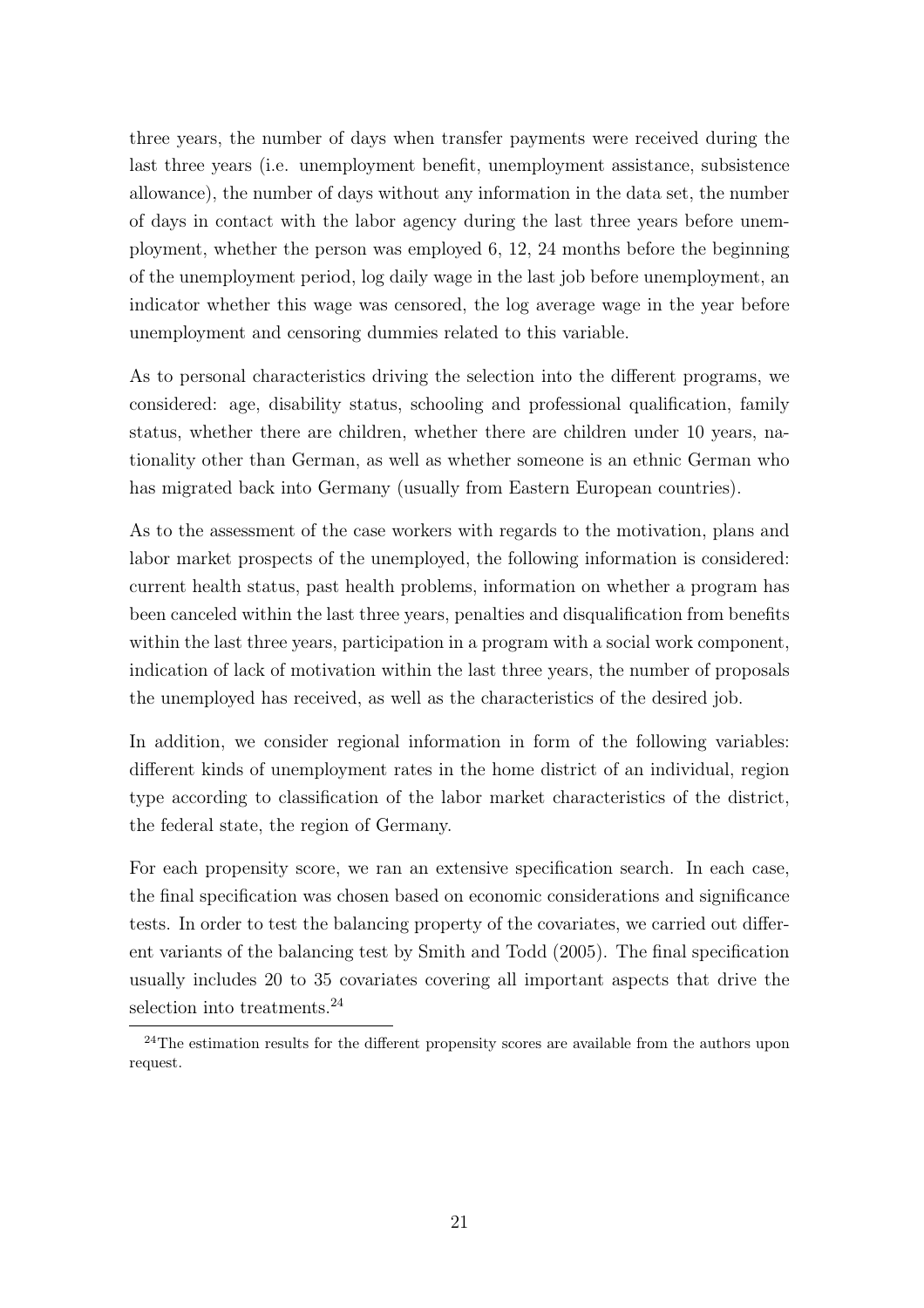three years, the number of days when transfer payments were received during the last three years (i.e. unemployment benefit, unemployment assistance, subsistence allowance), the number of days without any information in the data set, the number of days in contact with the labor agency during the last three years before unemployment, whether the person was employed 6, 12, 24 months before the beginning of the unemployment period, log daily wage in the last job before unemployment, an indicator whether this wage was censored, the log average wage in the year before unemployment and censoring dummies related to this variable.

As to personal characteristics driving the selection into the different programs, we considered: age, disability status, schooling and professional qualification, family status, whether there are children, whether there are children under 10 years, nationality other than German, as well as whether someone is an ethnic German who has migrated back into Germany (usually from Eastern European countries).

As to the assessment of the case workers with regards to the motivation, plans and labor market prospects of the unemployed, the following information is considered: current health status, past health problems, information on whether a program has been canceled within the last three years, penalties and disqualification from benefits within the last three years, participation in a program with a social work component, indication of lack of motivation within the last three years, the number of proposals the unemployed has received, as well as the characteristics of the desired job.

In addition, we consider regional information in form of the following variables: different kinds of unemployment rates in the home district of an individual, region type according to classification of the labor market characteristics of the district, the federal state, the region of Germany.

For each propensity score, we ran an extensive specification search. In each case, the final specification was chosen based on economic considerations and significance tests. In order to test the balancing property of the covariates, we carried out different variants of the balancing test by Smith and Todd (2005). The final specification usually includes 20 to 35 covariates covering all important aspects that drive the selection into treatments.[24]

[24]The estimation results for the different propensity scores are available from the authors upon request.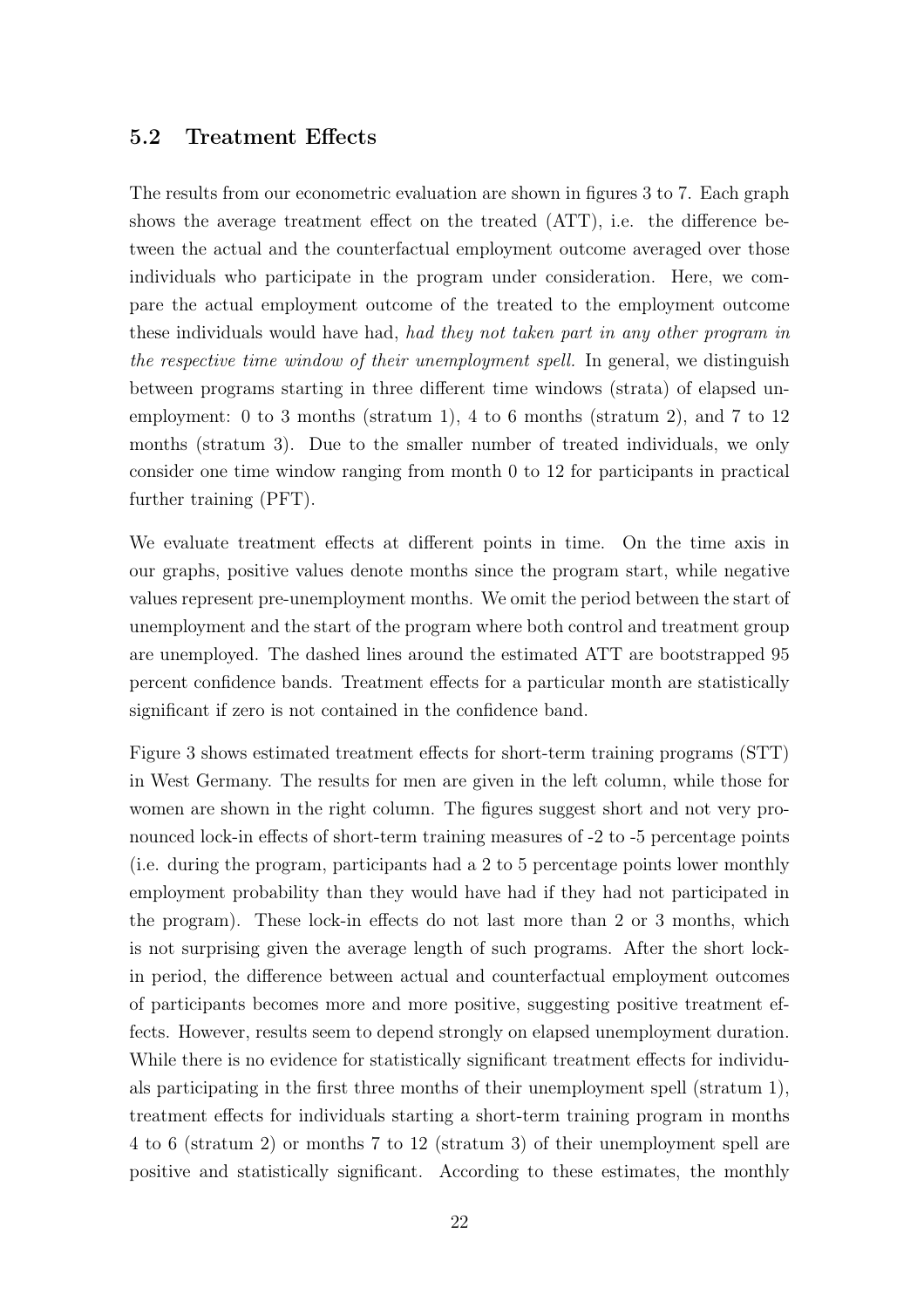### 5.2 Treatment Effects

The results from our econometric evaluation are shown in figures 3 to 7. Each graph shows the average treatment effect on the treated (ATT), i.e. the difference between the actual and the counterfactual employment outcome averaged over those individuals who participate in the program under consideration. Here, we compare the actual employment outcome of the treated to the employment outcome these individuals would have had, *had they not taken part in any other program in the respective time window of their unemployment spell.* In general, we distinguish between programs starting in three different time windows (strata) of elapsed unemployment: 0 to 3 months (stratum 1), 4 to 6 months (stratum 2), and 7 to 12 months (stratum 3). Due to the smaller number of treated individuals, we only consider one time window ranging from month 0 to 12 for participants in practical further training (PFT).

We evaluate treatment effects at different points in time. On the time axis in our graphs, positive values denote months since the program start, while negative values represent pre-unemployment months. We omit the period between the start of unemployment and the start of the program where both control and treatment group are unemployed. The dashed lines around the estimated ATT are bootstrapped 95 percent confidence bands. Treatment effects for a particular month are statistically significant if zero is not contained in the confidence band.

Figure 3 shows estimated treatment effects for short-term training programs (STT) in West Germany. The results for men are given in the left column, while those for women are shown in the right column. The figures suggest short and not very pronounced lock-in effects of short-term training measures of -2 to -5 percentage points (i.e. during the program, participants had a 2 to 5 percentage points lower monthly employment probability than they would have had if they had not participated in the program). These lock-in effects do not last more than 2 or 3 months, which is not surprising given the average length of such programs. After the short lock-in period, the difference between actual and counterfactual employment outcomes of participants becomes more and more positive, suggesting positive treatment effects. However, results seem to depend strongly on elapsed unemployment duration. While there is no evidence for statistically significant treatment effects for individuals participating in the first three months of their unemployment spell (stratum 1), treatment effects for individuals starting a short-term training program in months 4 to 6 (stratum 2) or months 7 to 12 (stratum 3) of their unemployment spell are positive and statistically significant. According to these estimates, the monthly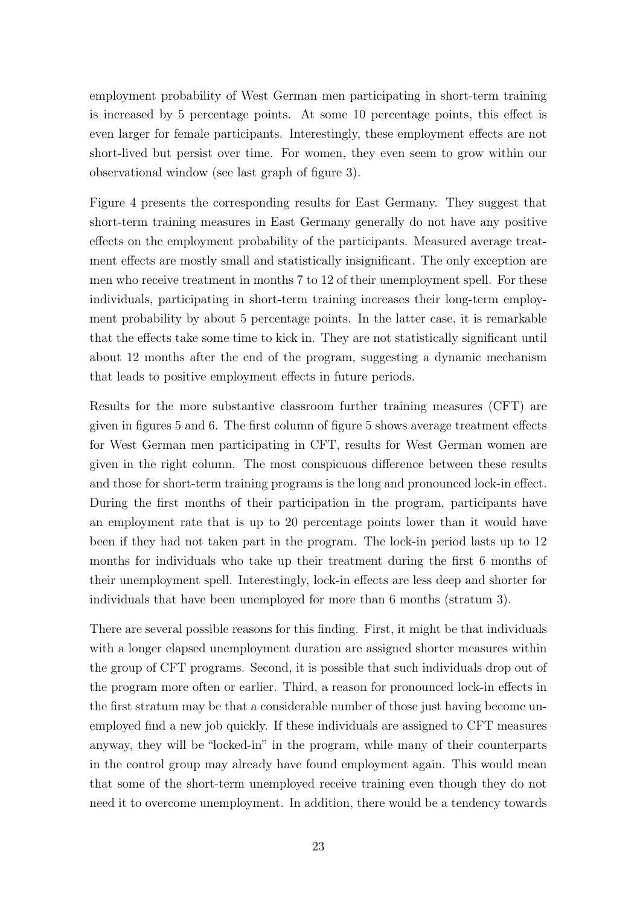employment probability of West German men participating in short-term training is increased by 5 percentage points. At some 10 percentage points, this effect is even larger for female participants. Interestingly, these employment effects are not short-lived but persist over time. For women, they even seem to grow within our observational window (see last graph of figure 3).

Figure 4 presents the corresponding results for East Germany. They suggest that short-term training measures in East Germany generally do not have any positive effects on the employment probability of the participants. Measured average treatment effects are mostly small and statistically insignificant. The only exception are men who receive treatment in months 7 to 12 of their unemployment spell. For these individuals, participating in short-term training increases their long-term employment probability by about 5 percentage points. In the latter case, it is remarkable that the effects take some time to kick in. They are not statistically significant until about 12 months after the end of the program, suggesting a dynamic mechanism that leads to positive employment effects in future periods.

Results for the more substantive classroom further training measures (CFT) are given in figures 5 and 6. The first column of figure 5 shows average treatment effects for West German men participating in CFT, results for West German women are given in the right column. The most conspicuous difference between these results and those for short-term training programs is the long and pronounced lock-in effect. During the first months of their participation in the program, participants have an employment rate that is up to 20 percentage points lower than it would have been if they had not taken part in the program. The lock-in period lasts up to 12 months for individuals who take up their treatment during the first 6 months of their unemployment spell. Interestingly, lock-in effects are less deep and shorter for individuals that have been unemployed for more than 6 months (stratum 3).

There are several possible reasons for this finding. First, it might be that individuals with a longer elapsed unemployment duration are assigned shorter measures within the group of CFT programs. Second, it is possible that such individuals drop out of the program more often or earlier. Third, a reason for pronounced lock-in effects in the first stratum may be that a considerable number of those just having become unemployed find a new job quickly. If these individuals are assigned to CFT measures anyway, they will be "locked-in" in the program, while many of their counterparts in the control group may already have found employment again. This would mean that some of the short-term unemployed receive training even though they do not need it to overcome unemployment. In addition, there would be a tendency towards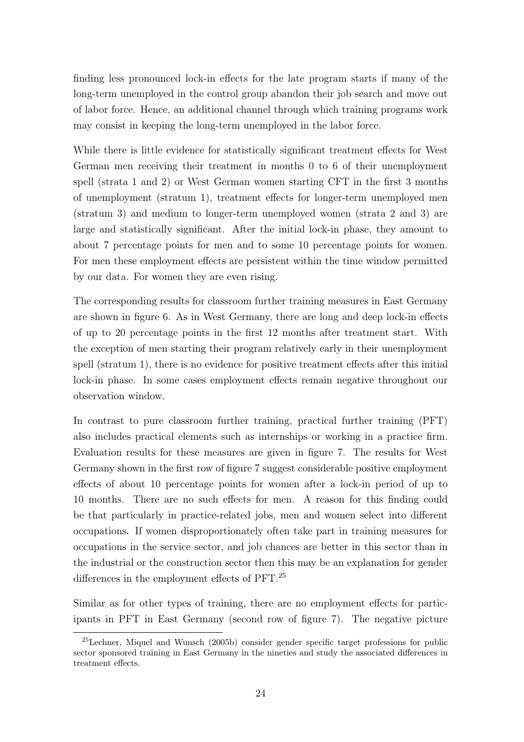finding less pronounced lock-in effects for the late program starts if many of the long-term unemployed in the control group abandon their job search and move out of labor force. Hence, an additional channel through which training programs work may consist in keeping the long-term unemployed in the labor force.

While there is little evidence for statistically significant treatment effects for West German men receiving their treatment in months 0 to 6 of their unemployment spell (strata 1 and 2) or West German women starting CFT in the first 3 months of unemployment (stratum 1), treatment effects for longer-term unemployed men (stratum 3) and medium to longer-term unemployed women (strata 2 and 3) are large and statistically significant. After the initial lock-in phase, they amount to about 7 percentage points for men and to some 10 percentage points for women. For men these employment effects are persistent within the time window permitted by our data. For women they are even rising.

The corresponding results for classroom further training measures in East Germany are shown in figure 6. As in West Germany, there are long and deep lock-in effects of up to 20 percentage points in the first 12 months after treatment start. With the exception of men starting their program relatively early in their unemployment spell (stratum 1), there is no evidence for positive treatment effects after this initial lock-in phase. In some cases employment effects remain negative throughout our observation window.

In contrast to pure classroom further training, practical further training (PFT) also includes practical elements such as internships or working in a practice firm. Evaluation results for these measures are given in figure 7. The results for West Germany shown in the first row of figure 7 suggest considerable positive employment effects of about 10 percentage points for women after a lock-in period of up to 10 months. There are no such effects for men. A reason for this finding could be that particularly in practice-related jobs, men and women select into different occupations. If women disproportionately often take part in training measures for occupations in the service sector, and job chances are better in this sector than in the industrial or the construction sector then this may be an explanation for gender differences in the employment effects of PFT.[25]

Similar as for other types of training, there are no employment effects for participants in PFT in East Germany (second row of figure 7). The negative picture

[25] Lechner, Miquel and Wunsch (2005b) consider gender specific target professions for public sector sponsored training in East Germany in the nineties and study the associated differences in treatment effects.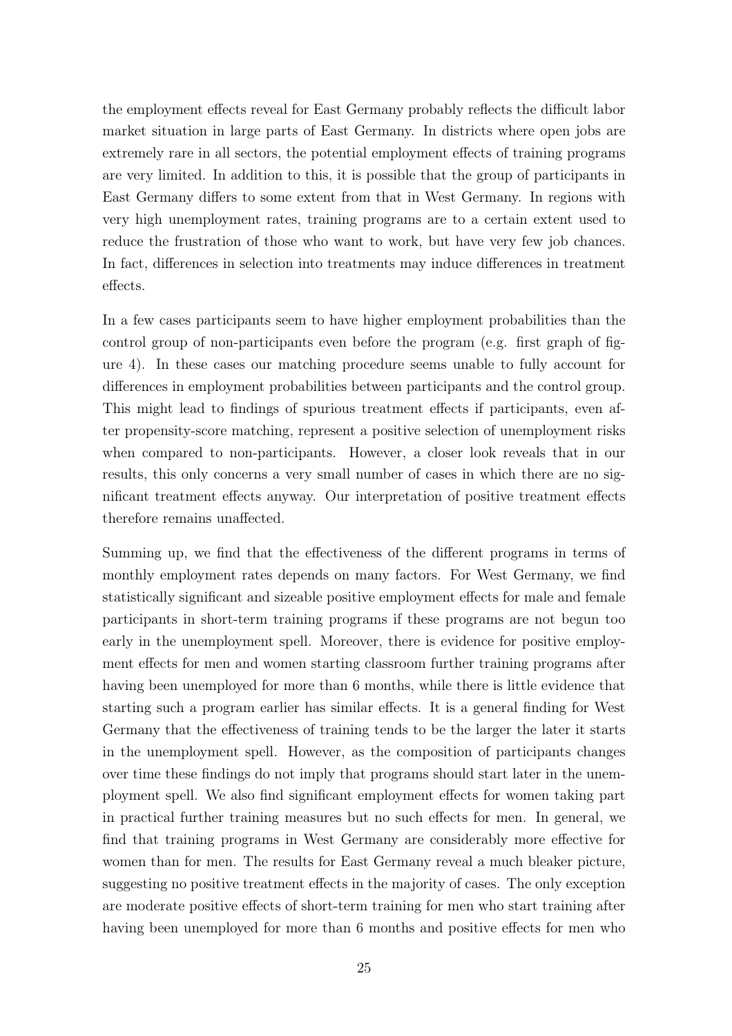the employment effects reveal for East Germany probably reflects the difficult labor market situation in large parts of East Germany. In districts where open jobs are extremely rare in all sectors, the potential employment effects of training programs are very limited. In addition to this, it is possible that the group of participants in East Germany differs to some extent from that in West Germany. In regions with very high unemployment rates, training programs are to a certain extent used to reduce the frustration of those who want to work, but have very few job chances. In fact, differences in selection into treatments may induce differences in treatment effects.

In a few cases participants seem to have higher employment probabilities than the control group of non-participants even before the program (e.g. first graph of figure 4). In these cases our matching procedure seems unable to fully account for differences in employment probabilities between participants and the control group. This might lead to findings of spurious treatment effects if participants, even after propensity-score matching, represent a positive selection of unemployment risks when compared to non-participants. However, a closer look reveals that in our results, this only concerns a very small number of cases in which there are no significant treatment effects anyway. Our interpretation of positive treatment effects therefore remains unaffected.

Summing up, we find that the effectiveness of the different programs in terms of monthly employment rates depends on many factors. For West Germany, we find statistically significant and sizeable positive employment effects for male and female participants in short-term training programs if these programs are not begun too early in the unemployment spell. Moreover, there is evidence for positive employment effects for men and women starting classroom further training programs after having been unemployed for more than 6 months, while there is little evidence that starting such a program earlier has similar effects. It is a general finding for West Germany that the effectiveness of training tends to be the larger the later it starts in the unemployment spell. However, as the composition of participants changes over time these findings do not imply that programs should start later in the unemployment spell. We also find significant employment effects for women taking part in practical further training measures but no such effects for men. In general, we find that training programs in West Germany are considerably more effective for women than for men. The results for East Germany reveal a much bleaker picture, suggesting no positive treatment effects in the majority of cases. The only exception are moderate positive effects of short-term training for men who start training after having been unemployed for more than 6 months and positive effects for men who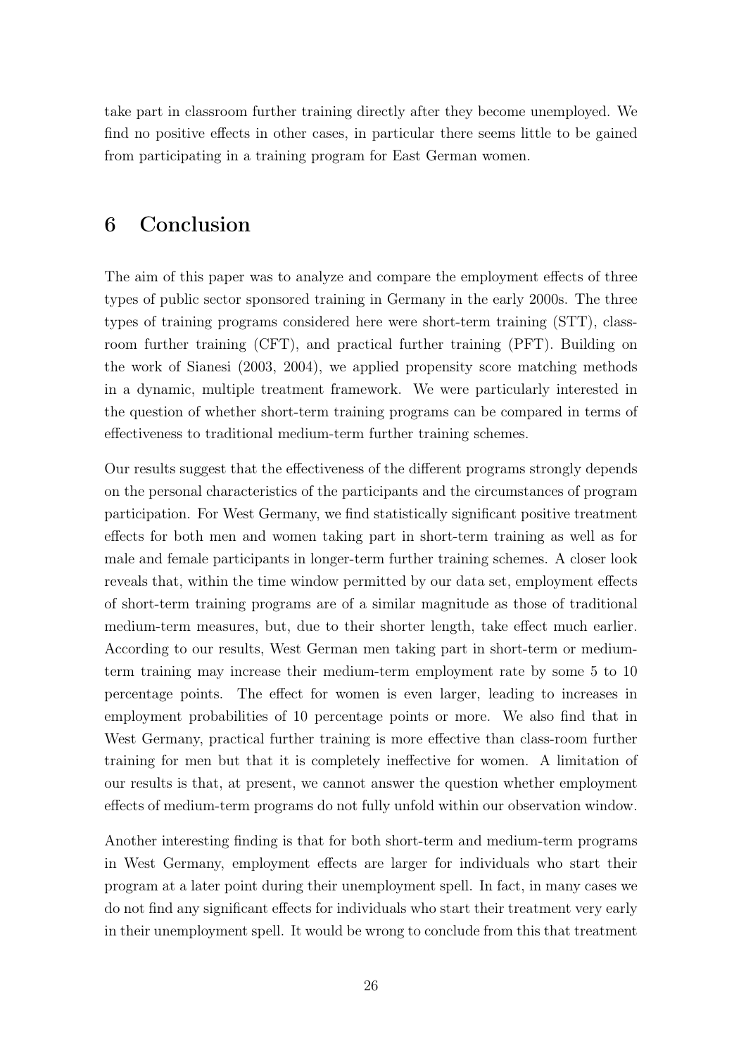take part in classroom further training directly after they become unemployed. We find no positive effects in other cases, in particular there seems little to be gained from participating in a training program for East German women.

# 6 Conclusion

The aim of this paper was to analyze and compare the employment effects of three types of public sector sponsored training in Germany in the early 2000s. The three types of training programs considered here were short-term training (STT), class-room further training (CFT), and practical further training (PFT). Building on the work of Sianesi (2003, 2004), we applied propensity score matching methods in a dynamic, multiple treatment framework. We were particularly interested in the question of whether short-term training programs can be compared in terms of effectiveness to traditional medium-term further training schemes.

Our results suggest that the effectiveness of the different programs strongly depends on the personal characteristics of the participants and the circumstances of program participation. For West Germany, we find statistically significant positive treatment effects for both men and women taking part in short-term training as well as for male and female participants in longer-term further training schemes. A closer look reveals that, within the time window permitted by our data set, employment effects of short-term training programs are of a similar magnitude as those of traditional medium-term measures, but, due to their shorter length, take effect much earlier. According to our results, West German men taking part in short-term or medium-term training may increase their medium-term employment rate by some 5 to 10 percentage points. The effect for women is even larger, leading to increases in employment probabilities of 10 percentage points or more. We also find that in West Germany, practical further training is more effective than class-room further training for men but that it is completely ineffective for women. A limitation of our results is that, at present, we cannot answer the question whether employment effects of medium-term programs do not fully unfold within our observation window.

Another interesting finding is that for both short-term and medium-term programs in West Germany, employment effects are larger for individuals who start their program at a later point during their unemployment spell. In fact, in many cases we do not find any significant effects for individuals who start their treatment very early in their unemployment spell. It would be wrong to conclude from this that treatment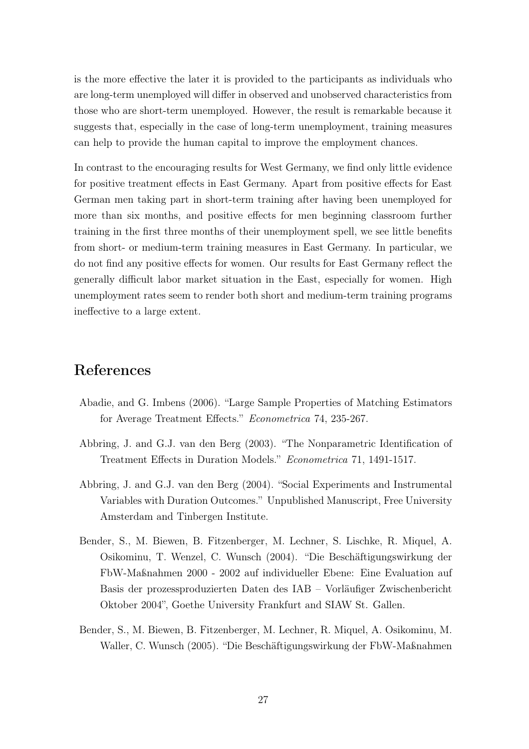is the more effective the later it is provided to the participants as individuals who are long-term unemployed will differ in observed and unobserved characteristics from those who are short-term unemployed. However, the result is remarkable because it suggests that, especially in the case of long-term unemployment, training measures can help to provide the human capital to improve the employment chances.

In contrast to the encouraging results for West Germany, we find only little evidence for positive treatment effects in East Germany. Apart from positive effects for East German men taking part in short-term training after having been unemployed for more than six months, and positive effects for men beginning classroom further training in the first three months of their unemployment spell, we see little benefits from short- or medium-term training measures in East Germany. In particular, we do not find any positive effects for women. Our results for East Germany reflect the generally difficult labor market situation in the East, especially for women. High unemployment rates seem to render both short and medium-term training programs ineffective to a large extent.

# References

Abadie, and G. Imbens (2006). "Large Sample Properties of Matching Estimators for Average Treatment Effects." *Econometrica* 74, 235-267.

Abbring, J. and G.J. van den Berg (2003). "The Nonparametric Identification of Treatment Effects in Duration Models." *Econometrica* 71, 1491-1517.

Abbring, J. and G.J. van den Berg (2004). "Social Experiments and Instrumental Variables with Duration Outcomes." Unpublished Manuscript, Free University Amsterdam and Tinbergen Institute.

Bender, S., M. Biewen, B. Fitzenberger, M. Lechner, S. Lischke, R. Miquel, A. Osikominu, T. Wenzel, C. Wunsch (2004). "Die Beschäftigungswirkung der FbW-Maßnahmen 2000 - 2002 auf individueller Ebene: Eine Evaluation auf Basis der prozessproduzierten Daten des IAB – Vorläufiger Zwischenbericht Oktober 2004", Goethe University Frankfurt and SIAW St. Gallen.

Bender, S., M. Biewen, B. Fitzenberger, M. Lechner, R. Miquel, A. Osikominu, M. Waller, C. Wunsch (2005). "Die Beschäftigungswirkung der FbW-Maßnahmen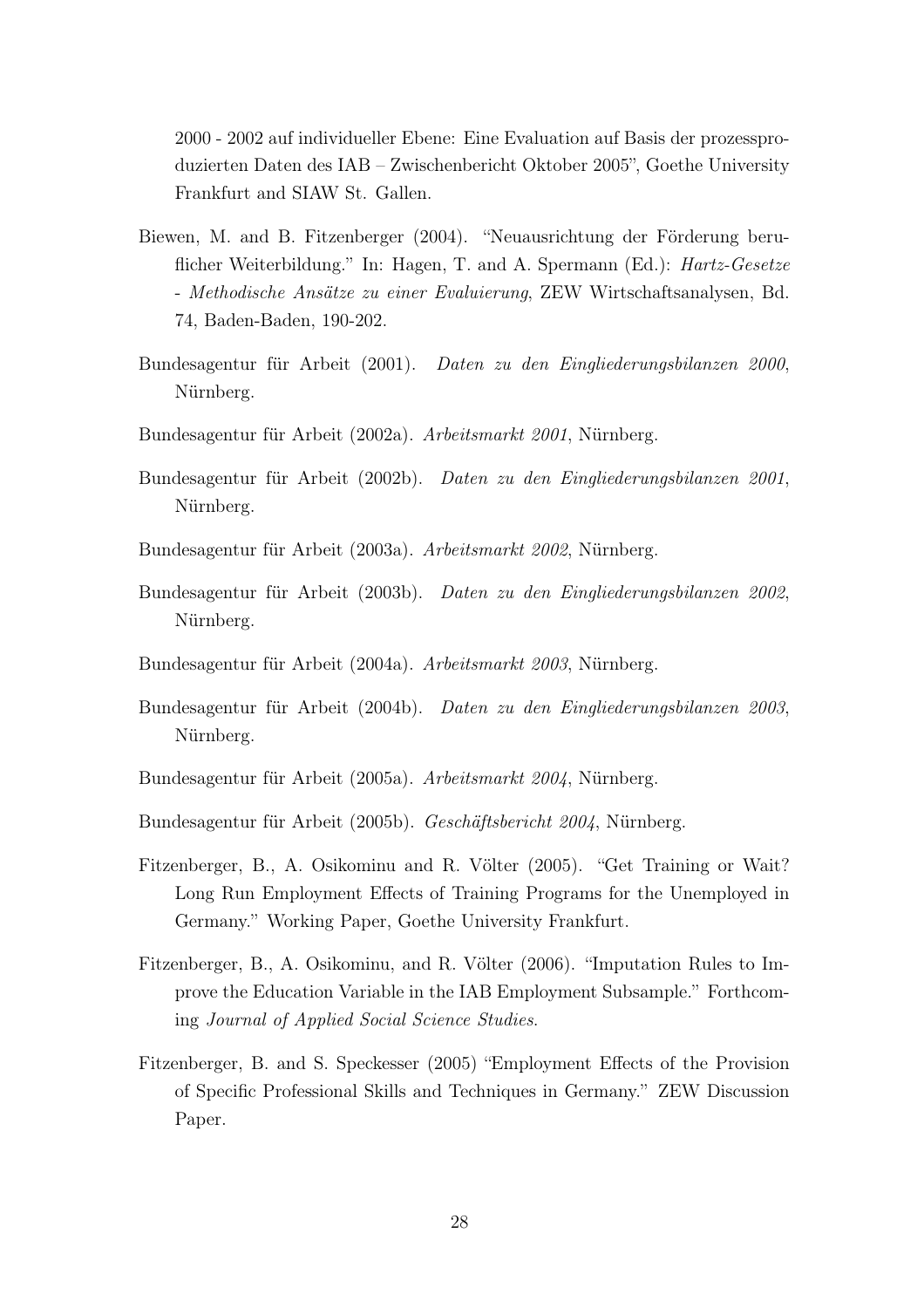2000 - 2002 auf individueller Ebene: Eine Evaluation auf Basis der prozessproduzierten Daten des IAB – Zwischenbericht Oktober 2005", Goethe University Frankfurt and SIAW St. Gallen.

Biewen, M. and B. Fitzenberger (2004). "Neuausrichtung der Förderung beruflicher Weiterbildung." In: Hagen, T. and A. Spermann (Ed.): *Hartz-Gesetze - Methodische Ansätze zu einer Evaluierung*, ZEW Wirtschaftsanalysen, Bd. 74, Baden-Baden, 190-202.

Bundesagentur für Arbeit (2001). *Daten zu den Eingliederungsbilanzen 2000*, Nürnberg.

Bundesagentur für Arbeit (2002a). *Arbeitsmarkt 2001*, Nürnberg.

Bundesagentur für Arbeit (2002b). *Daten zu den Eingliederungsbilanzen 2001*, Nürnberg.

Bundesagentur für Arbeit (2003a). *Arbeitsmarkt 2002*, Nürnberg.

Bundesagentur für Arbeit (2003b). *Daten zu den Eingliederungsbilanzen 2002*, Nürnberg.

Bundesagentur für Arbeit (2004a). *Arbeitsmarkt 2003*, Nürnberg.

Bundesagentur für Arbeit (2004b). *Daten zu den Eingliederungsbilanzen 2003*, Nürnberg.

Bundesagentur für Arbeit (2005a). *Arbeitsmarkt 2004*, Nürnberg.

Bundesagentur für Arbeit (2005b). *Geschäftsbericht 2004*, Nürnberg.

Fitzenberger, B., A. Osikominu and R. Völter (2005). "Get Training or Wait? Long Run Employment Effects of Training Programs for the Unemployed in Germany." Working Paper, Goethe University Frankfurt.

Fitzenberger, B., A. Osikominu, and R. Völter (2006). "Imputation Rules to Improve the Education Variable in the IAB Employment Subsample." Forthcoming *Journal of Applied Social Science Studies*.

Fitzenberger, B. and S. Speckesser (2005) "Employment Effects of the Provision of Specific Professional Skills and Techniques in Germany." ZEW Discussion Paper.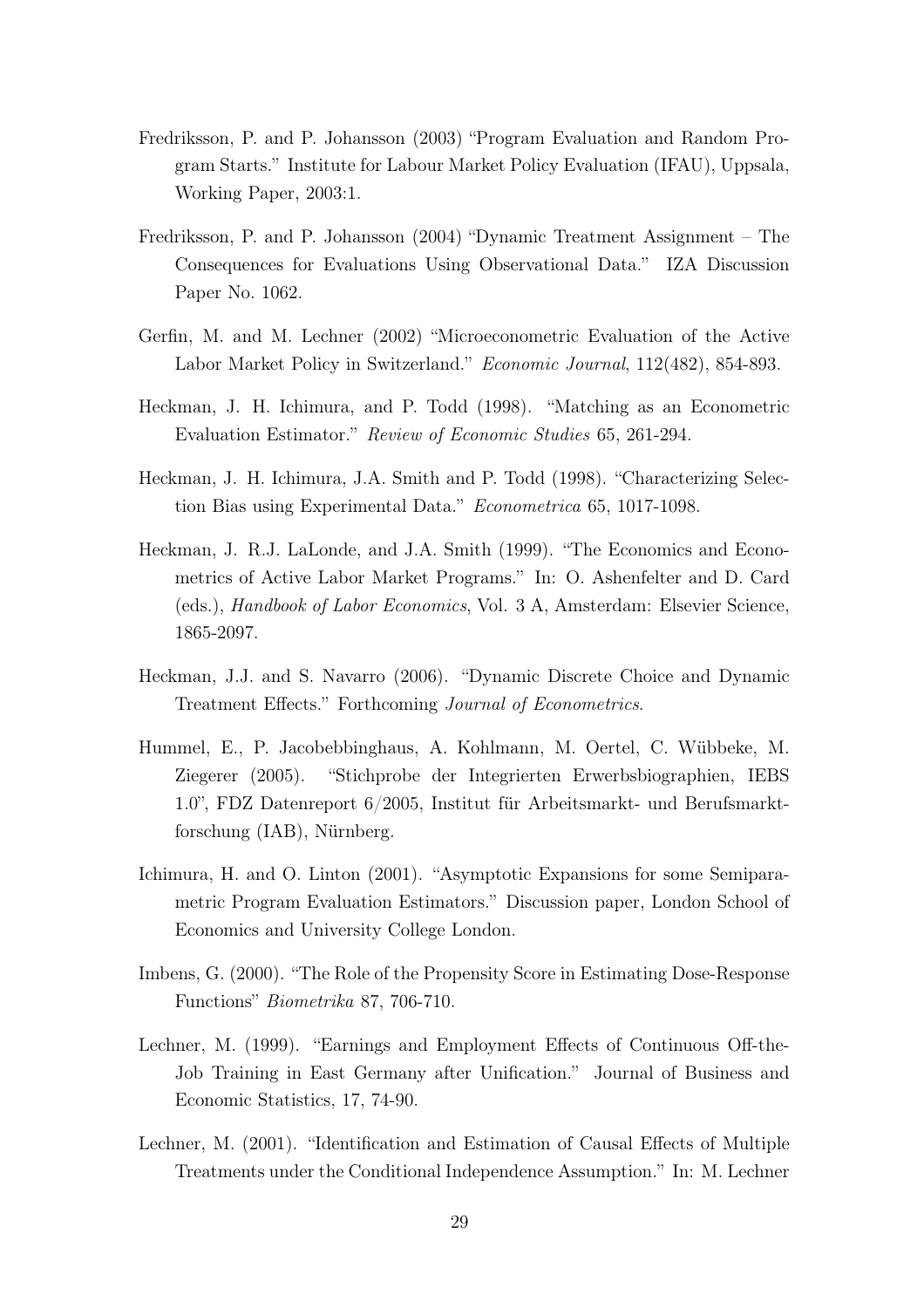Fredriksson, P. and P. Johansson (2003) "Program Evaluation and Random Program Starts." Institute for Labour Market Policy Evaluation (IFAU), Uppsala, Working Paper, 2003:1.

Fredriksson, P. and P. Johansson (2004) "Dynamic Treatment Assignment – The Consequences for Evaluations Using Observational Data." IZA Discussion Paper No. 1062.

Gerfin, M. and M. Lechner (2002) "Microeconometric Evaluation of the Active Labor Market Policy in Switzerland." *Economic Journal*, 112(482), 854-893.

Heckman, J. H. Ichimura, and P. Todd (1998). "Matching as an Econometric Evaluation Estimator." *Review of Economic Studies* 65, 261-294.

Heckman, J. H. Ichimura, J.A. Smith and P. Todd (1998). "Characterizing Selection Bias using Experimental Data." *Econometrica* 65, 1017-1098.

Heckman, J. R.J. LaLonde, and J.A. Smith (1999). "The Economics and Econometrics of Active Labor Market Programs." In: O. Ashenfelter and D. Card (eds.), *Handbook of Labor Economics*, Vol. 3 A, Amsterdam: Elsevier Science, 1865-2097.

Heckman, J.J. and S. Navarro (2006). "Dynamic Discrete Choice and Dynamic Treatment Effects." Forthcoming *Journal of Econometrics*.

Hummel, E., P. Jacobebbinghaus, A. Kohlmann, M. Oertel, C. Wübbeke, M. Ziegerer (2005). "Stichprobe der Integrierten Erwerbsbiographien, IEBS 1.0", FDZ Datenreport 6/2005, Institut für Arbeitsmarkt- und Berufsmarktforschung (IAB), Nürnberg.

Ichimura, H. and O. Linton (2001). "Asymptotic Expansions for some Semiparametric Program Evaluation Estimators." Discussion paper, London School of Economics and University College London.

Imbens, G. (2000). "The Role of the Propensity Score in Estimating Dose-Response Functions" *Biometrika* 87, 706-710.

Lechner, M. (1999). "Earnings and Employment Effects of Continuous Off-the-Job Training in East Germany after Unification." Journal of Business and Economic Statistics, 17, 74-90.

Lechner, M. (2001). "Identification and Estimation of Causal Effects of Multiple Treatments under the Conditional Independence Assumption." In: M. Lechner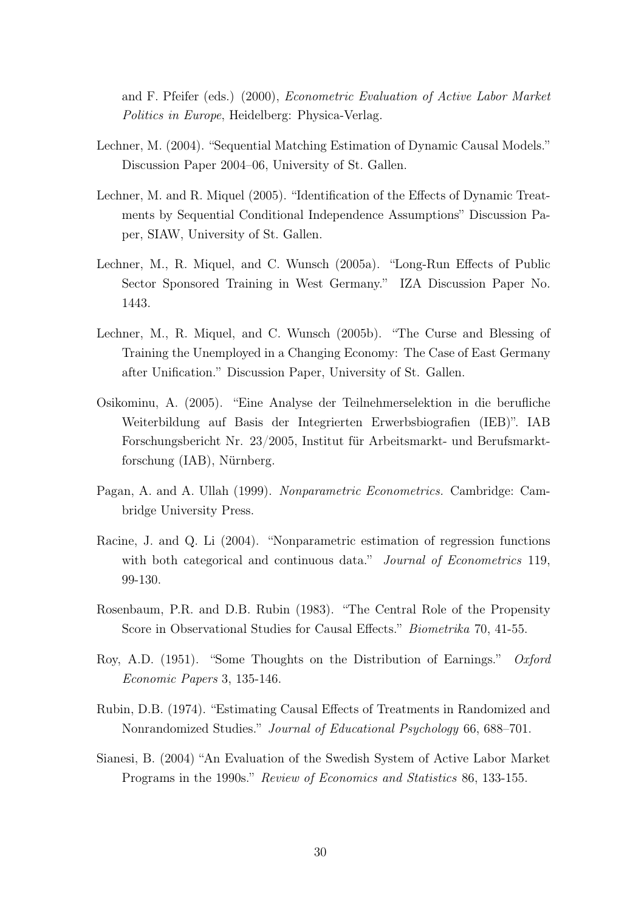and F. Pfeifer (eds.) (2000), *Econometric Evaluation of Active Labor Market Politics in Europe*, Heidelberg: Physica-Verlag.

Lechner, M. (2004). "Sequential Matching Estimation of Dynamic Causal Models." Discussion Paper 2004–06, University of St. Gallen.

Lechner, M. and R. Miquel (2005). "Identification of the Effects of Dynamic Treatments by Sequential Conditional Independence Assumptions" Discussion Paper, SIAW, University of St. Gallen.

Lechner, M., R. Miquel, and C. Wunsch (2005a). "Long-Run Effects of Public Sector Sponsored Training in West Germany." IZA Discussion Paper No. 1443.

Lechner, M., R. Miquel, and C. Wunsch (2005b). "The Curse and Blessing of Training the Unemployed in a Changing Economy: The Case of East Germany after Unification." Discussion Paper, University of St. Gallen.

Osikominu, A. (2005). "Eine Analyse der Teilnehmerselektion in die berufliche Weiterbildung auf Basis der Integrierten Erwerbsbiografien (IEB)". IAB Forschungsbericht Nr. 23/2005, Institut für Arbeitsmarkt- und Berufsmarktforschung (IAB), Nürnberg.

Pagan, A. and A. Ullah (1999). *Nonparametric Econometrics.* Cambridge: Cambridge University Press.

Racine, J. and Q. Li (2004). "Nonparametric estimation of regression functions with both categorical and continuous data." *Journal of Econometrics* 119, 99-130.

Rosenbaum, P.R. and D.B. Rubin (1983). "The Central Role of the Propensity Score in Observational Studies for Causal Effects." *Biometrika* 70, 41-55.

Roy, A.D. (1951). "Some Thoughts on the Distribution of Earnings." *Oxford Economic Papers* 3, 135-146.

Rubin, D.B. (1974). "Estimating Causal Effects of Treatments in Randomized and Nonrandomized Studies." *Journal of Educational Psychology* 66, 688–701.

Sianesi, B. (2004) "An Evaluation of the Swedish System of Active Labor Market Programs in the 1990s." *Review of Economics and Statistics* 86, 133-155.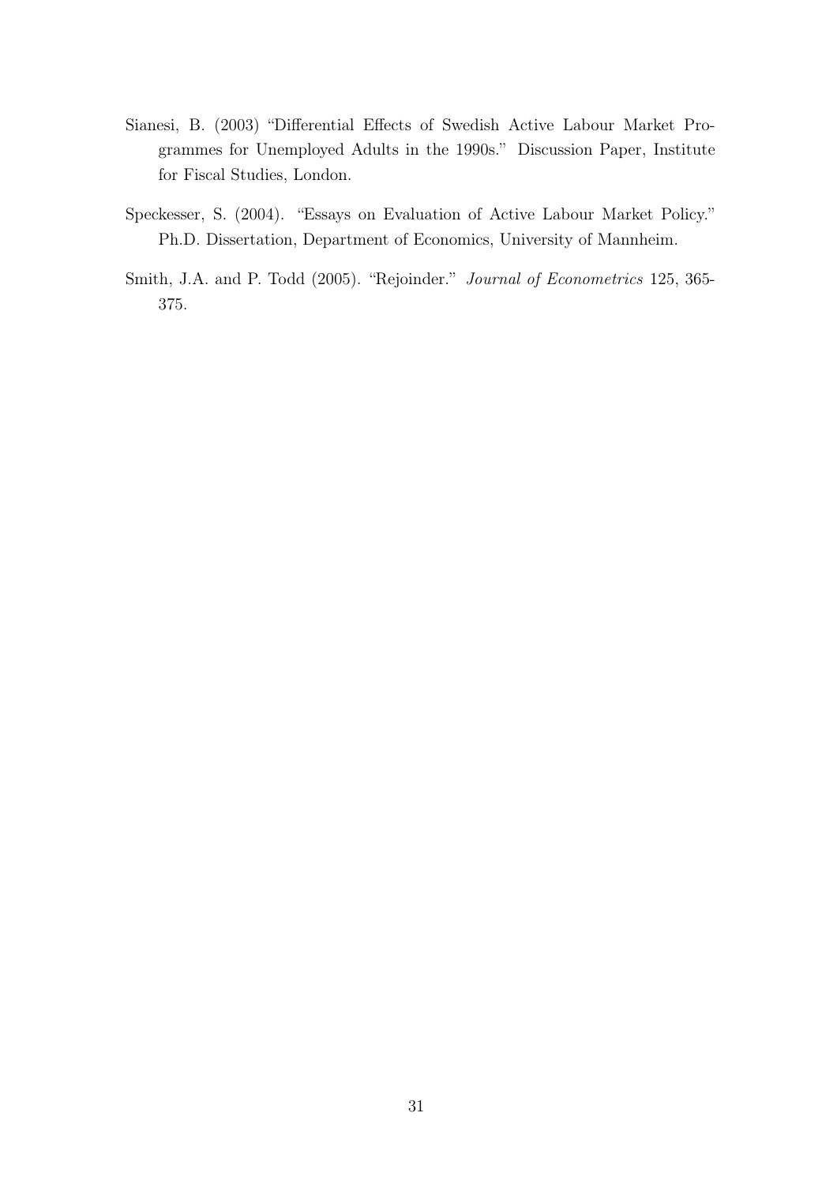Sianesi, B. (2003) "Differential Effects of Swedish Active Labour Market Programmes for Unemployed Adults in the 1990s." Discussion Paper, Institute for Fiscal Studies, London.

Speckesser, S. (2004). "Essays on Evaluation of Active Labour Market Policy." Ph.D. Dissertation, Department of Economics, University of Mannheim.

Smith, J.A. and P. Todd (2005). "Rejoinder." *Journal of Econometrics* 125, 365-375.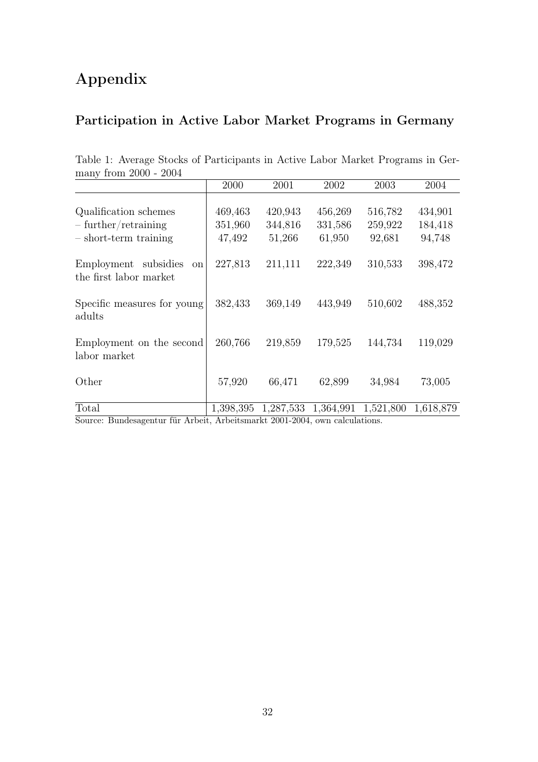# Appendix

## Participation in Active Labor Market Programs in Germany

Table 1: Average Stocks of Participants in Active Labor Market Programs in Germany from 2000 - 2004

| | 2000 | 2001 | 2002 | 2003 | 2004 |
|---|---|---|---|---|---|
| Qualification schemes | 469,463 | 420,943 | 456,269 | 516,782 | 434,901 |
| – further/retraining | 351,960 | 344,816 | 331,586 | 259,922 | 184,418 |
| – short-term training | 47,492 | 51,266 | 61,950 | 92,681 | 94,748 |
| Employment subsidies on the first labor market | 227,813 | 211,111 | 222,349 | 310,533 | 398,472 |
| Specific measures for young adults | 382,433 | 369,149 | 443,949 | 510,602 | 488,352 |
| Employment on the second labor market | 260,766 | 219,859 | 179,525 | 144,734 | 119,029 |
| Other | 57,920 | 66,471 | 62,899 | 34,984 | 73,005 |
| Total | 1,398,395 | 1,287,533 | 1,364,991 | 1,521,800 | 1,618,879 |

Source: Bundesagentur für Arbeit, Arbeitsmarkt 2001-2004, own calculations.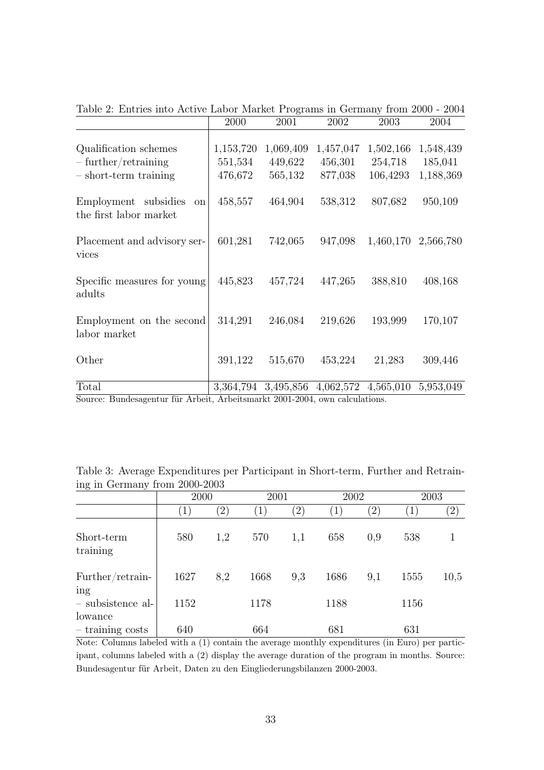Table 2: Entries into Active Labor Market Programs in Germany from 2000 - 2004

| | 2000 | 2001 | 2002 | 2003 | 2004 |
|---|---|---|---|---|---|
| Qualification schemes | 1,153,720 | 1,069,409 | 1,457,047 | 1,502,166 | 1,548,439 |
| – further/retraining | 551,534 | 449,622 | 456,301 | 254,718 | 185,041 |
| – short-term training | 476,672 | 565,132 | 877,038 | 106,4293 | 1,188,369 |
| Employment subsidies on the first labor market | 458,557 | 464,904 | 538,312 | 807,682 | 950,109 |
| Placement and advisory services | 601,281 | 742,065 | 947,098 | 1,460,170 | 2,566,780 |
| Specific measures for young adults | 445,823 | 457,724 | 447,265 | 388,810 | 408,168 |
| Employment on the second labor market | 314,291 | 246,084 | 219,626 | 193,999 | 170,107 |
| Other | 391,122 | 515,670 | 453,224 | 21,283 | 309,446 |
| Total | 3,364,794 | 3,495,856 | 4,062,572 | 4,565,010 | 5,953,049 |

Source: Bundesagentur für Arbeit, Arbeitsmarkt 2001-2004, own calculations.

Table 3: Average Expenditures per Participant in Short-term, Further and Retraining in Germany from 2000-2003

| | 2000 | | 2001 | | 2002 | | 2003 | |
|---|---|---|---|---|---|---|---|---|
| | (1) | (2) | (1) | (2) | (1) | (2) | (1) | (2) |
| Short-term training | 580 | 1,2 | 570 | 1,1 | 658 | 0,9 | 538 | 1 |
| Further/retraining | 1627 | 8,2 | 1668 | 9,3 | 1686 | 9,1 | 1555 | 10,5 |
| – subsistence allowance | 1152 | | 1178 | | 1188 | | 1156 | |
| – training costs | 640 | | 664 | | 681 | | 631 | |

Note: Columns labeled with a (1) contain the average monthly expenditures (in Euro) per participant, columns labeled with a (2) display the average duration of the program in months. Source: Bundesagentur für Arbeit, Daten zu den Eingliederungsbilanzen 2000-2003.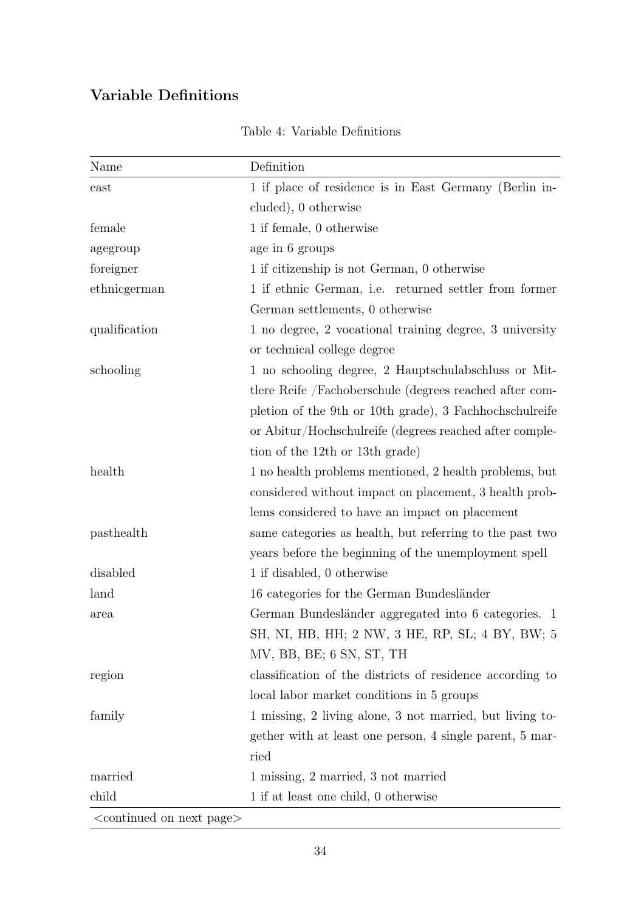## Variable Definitions

Table 4: Variable Definitions

| Name | Definition |
|---|---|
| east | 1 if place of residence is in East Germany (Berlin included), 0 otherwise |
| female | 1 if female, 0 otherwise |
| agegroup | age in 6 groups |
| foreigner | 1 if citizenship is not German, 0 otherwise |
| ethnicgerman | 1 if ethnic German, i.e. returned settler from former German settlements, 0 otherwise |
| qualification | 1 no degree, 2 vocational training degree, 3 university or technical college degree |
| schooling | 1 no schooling degree, 2 Hauptschulabschluss or Mittlere Reife /Fachoberschule (degrees reached after completion of the 9th or 10th grade), 3 Fachhochschulreife or Abitur/Hochschulreife (degrees reached after completion of the 12th or 13th grade) |
| health | 1 no health problems mentioned, 2 health problems, but considered without impact on placement, 3 health problems considered to have an impact on placement |
| pasthealth | same categories as health, but referring to the past two years before the beginning of the unemployment spell |
| disabled | 1 if disabled, 0 otherwise |
| land | 16 categories for the German Bundesländer |
| area | German Bundesländer aggregated into 6 categories. 1 SH, NI, HB, HH; 2 NW, 3 HE, RP, SL; 4 BY, BW; 5 MV, BB, BE; 6 SN, ST, TH |
| region | classification of the districts of residence according to local labor market conditions in 5 groups |
| family | 1 missing, 2 living alone, 3 not married, but living together with at least one person, 4 single parent, 5 married |
| married | 1 missing, 2 married, 3 not married |
| child | 1 if at least one child, 0 otherwise |

<continued on next page>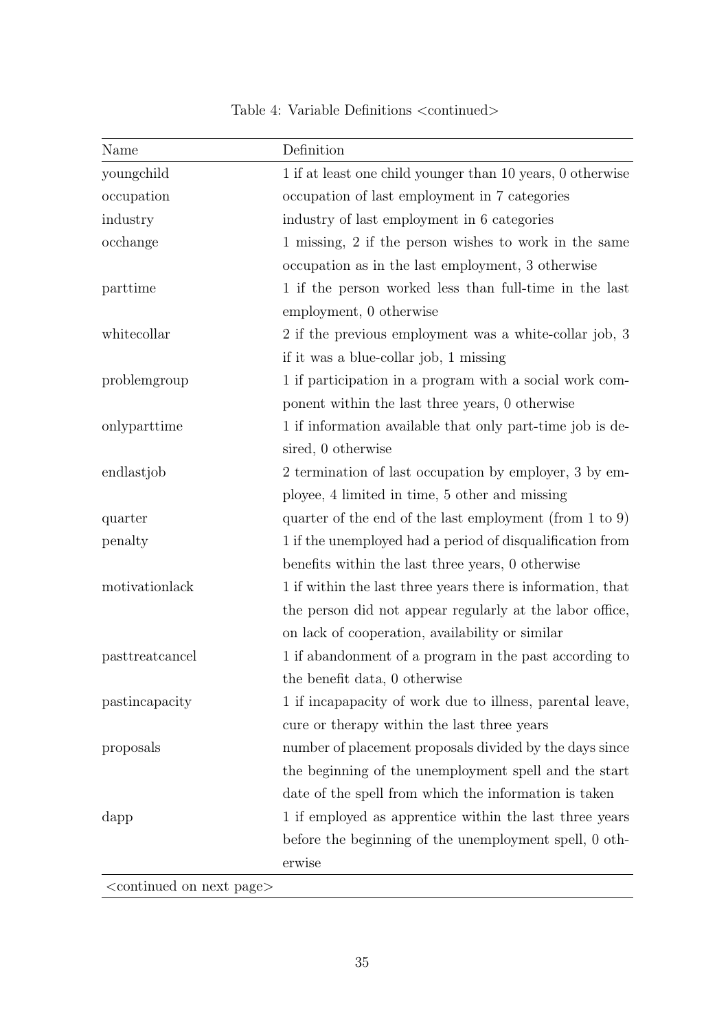Table 4: Variable Definitions <continued>

| Name | Definition |
|---|---|
| youngchild | 1 if at least one child younger than 10 years, 0 otherwise |
| occupation | occupation of last employment in 7 categories |
| industry | industry of last employment in 6 categories |
| occhange | 1 missing, 2 if the person wishes to work in the same occupation as in the last employment, 3 otherwise |
| parttime | 1 if the person worked less than full-time in the last employment, 0 otherwise |
| whitecollar | 2 if the previous employment was a white-collar job, 3 if it was a blue-collar job, 1 missing |
| problemgroup | 1 if participation in a program with a social work component within the last three years, 0 otherwise |
| onlyparttime | 1 if information available that only part-time job is desired, 0 otherwise |
| endlastjob | 2 termination of last occupation by employer, 3 by employee, 4 limited in time, 5 other and missing |
| quarter | quarter of the end of the last employment (from 1 to 9) |
| penalty | 1 if the unemployed had a period of disqualification from benefits within the last three years, 0 otherwise |
| motivationlack | 1 if within the last three years there is information, that the person did not appear regularly at the labor office, on lack of cooperation, availability or similar |
| pasttreatcancel | 1 if abandonment of a program in the past according to the benefit data, 0 otherwise |
| pastincapacity | 1 if incapacity of work due to illness, parental leave, cure or therapy within the last three years |
| proposals | number of placement proposals divided by the days since the beginning of the unemployment spell and the start date of the spell from which the information is taken |
| dapp | 1 if employed as apprentice within the last three years before the beginning of the unemployment spell, 0 otherwise |

<continued on next page>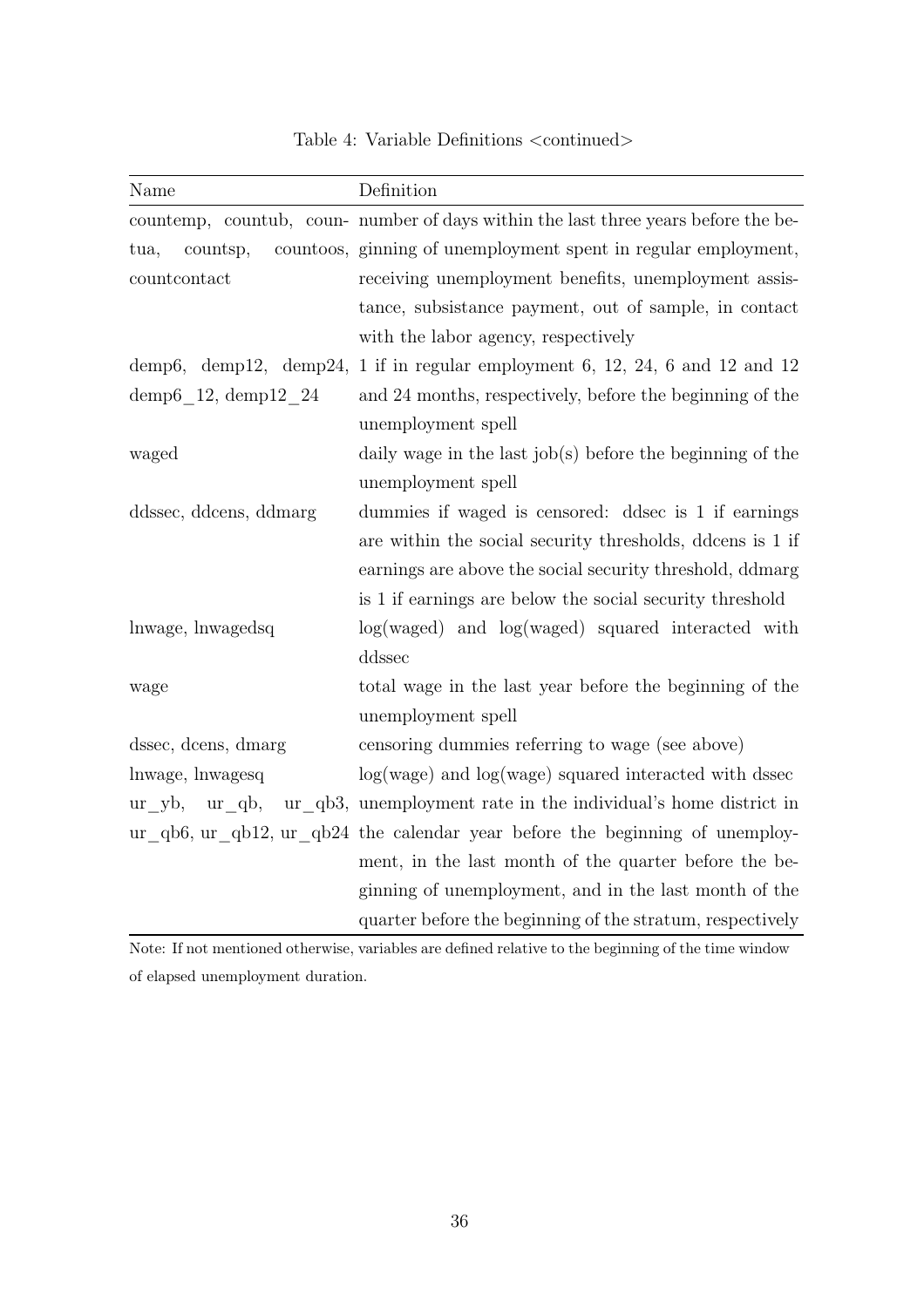Table 4: Variable Definitions <continued>

| Name | Definition |
| --- | --- |
| countemp, countub, countua, countsp, countoos, countcontact | number of days within the last three years before the beginning of unemployment spent in regular employment, receiving unemployment benefits, unemployment assistance, subsistance payment, out of sample, in contact with the labor agency, respectively |
| demp6, demp12, demp24, demp6_12, demp12_24 | 1 if in regular employment 6, 12, 24, 6 and 12 and 12 and 24 months, respectively, before the beginning of the unemployment spell |
| waged | daily wage in the last job(s) before the beginning of the unemployment spell |
| ddssec, ddcens, ddmarg | dummies if waged is censored: ddsec is 1 if earnings are within the social security thresholds, ddcens is 1 if earnings are above the social security threshold, ddmarg is 1 if earnings are below the social security threshold |
| lnwage, lnwagedsq | log(waged) and log(waged) squared interacted with ddssec |
| wage | total wage in the last year before the beginning of the unemployment spell |
| dssec, dcens, dmarg | censoring dummies referring to wage (see above) |
| lnwage, lnwagesq | log(wage) and log(wage) squared interacted with dssec |
| ur_yb, ur_qb, ur_qb3, ur_qb6, ur_qb12, ur_qb24 | unemployment rate in the individual's home district in the calendar year before the beginning of unemployment, in the last month of the quarter before the beginning of unemployment, and in the last month of the quarter before the beginning of the stratum, respectively |

Note: If not mentioned otherwise, variables are defined relative to the beginning of the time window of elapsed unemployment duration.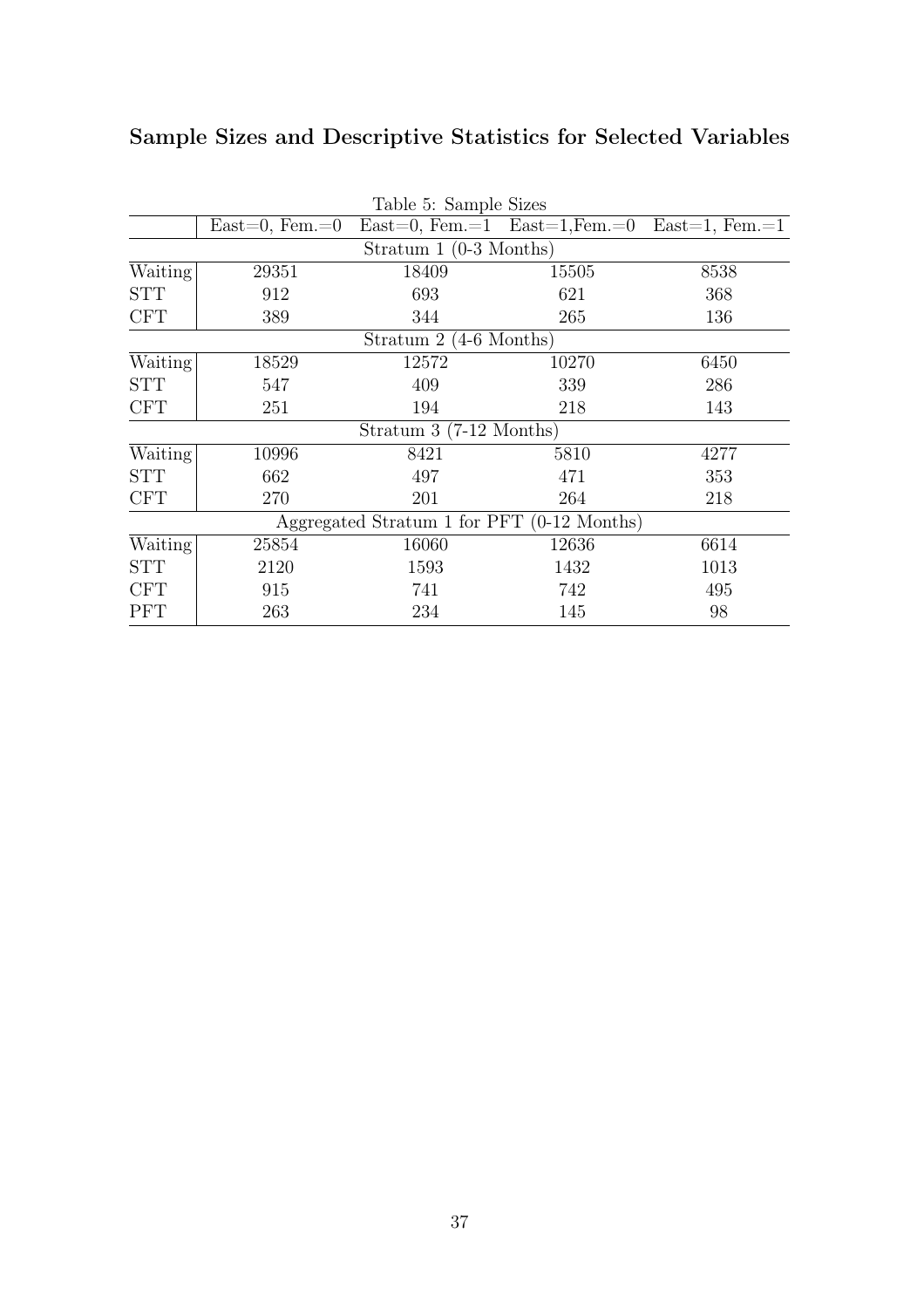## Sample Sizes and Descriptive Statistics for Selected Variables

Table 5: Sample Sizes

| | East=0, Fem.=0 | East=0, Fem.=1 | East=1,Fem.=0 | East=1, Fem.=1 |
|---|---|---|---|---|
| **Stratum 1 (0-3 Months)** | | | | |
| Waiting | 29351 | 18409 | 15505 | 8538 |
| STT | 912 | 693 | 621 | 368 |
| CFT | 389 | 344 | 265 | 136 |
| **Stratum 2 (4-6 Months)** | | | | |
| Waiting | 18529 | 12572 | 10270 | 6450 |
| STT | 547 | 409 | 339 | 286 |
| CFT | 251 | 194 | 218 | 143 |
| **Stratum 3 (7-12 Months)** | | | | |
| Waiting | 10996 | 8421 | 5810 | 4277 |
| STT | 662 | 497 | 471 | 353 |
| CFT | 270 | 201 | 264 | 218 |
| **Aggregated Stratum 1 for PFT (0-12 Months)** | | | | |
| Waiting | 25854 | 16060 | 12636 | 6614 |
| STT | 2120 | 1593 | 1432 | 1013 |
| CFT | 915 | 741 | 742 | 495 |
| PFT | 263 | 234 | 145 | 98 |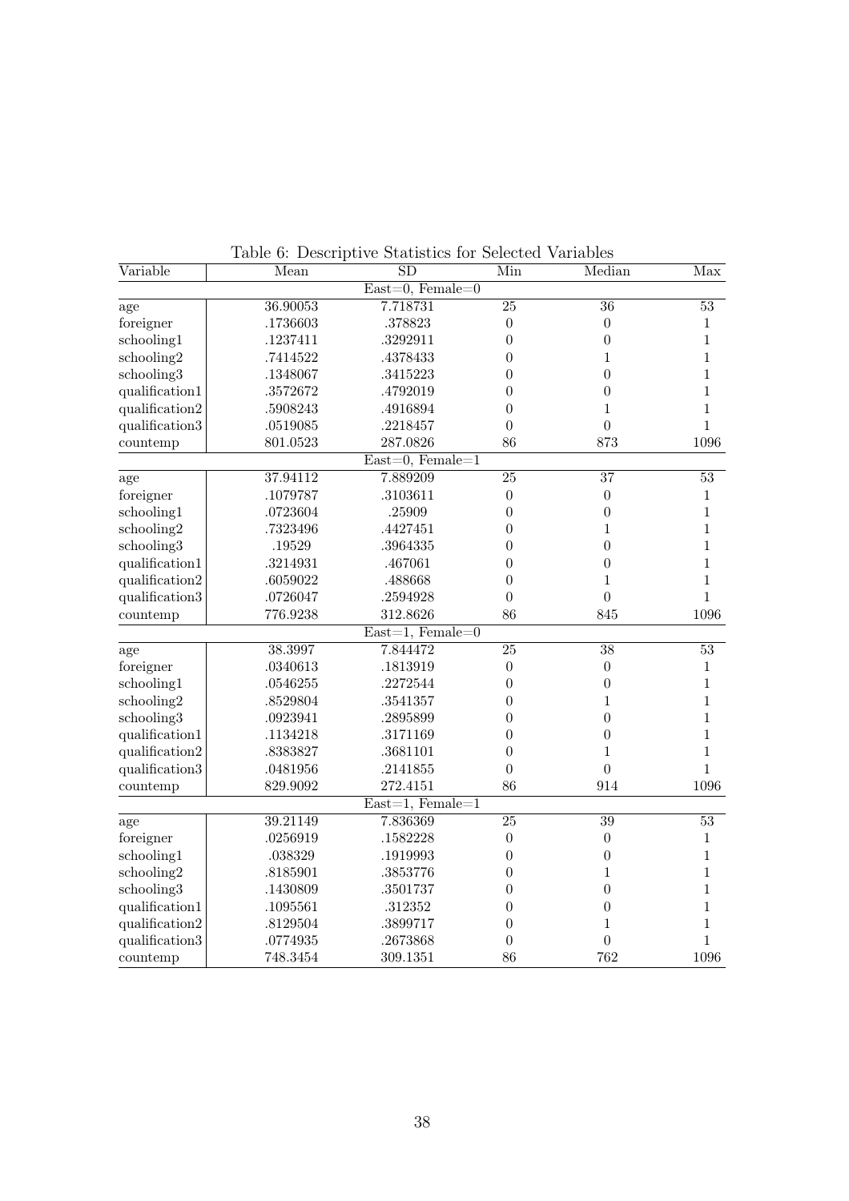Table 6: Descriptive Statistics for Selected Variables

| Variable | Mean | SD | Min | Median | Max |
|---|---|---|---|---|---|
| | | East=0, Female=0 | | | |
| age | 36.90053 | 7.718731 | 25 | 36 | 53 |
| foreigner | .1736603 | .378823 | 0 | 0 | 1 |
| schooling1 | .1237411 | .3292911 | 0 | 0 | 1 |
| schooling2 | .7414522 | .4378433 | 0 | 1 | 1 |
| schooling3 | .1348067 | .3415223 | 0 | 0 | 1 |
| qualification1 | .3572672 | .4792019 | 0 | 0 | 1 |
| qualification2 | .5908243 | .4916894 | 0 | 1 | 1 |
| qualification3 | .0519085 | .2218457 | 0 | 0 | 1 |
| countemp | 801.0523 | 287.0826 | 86 | 873 | 1096 |
| | | East=0, Female=1 | | | |
| age | 37.94112 | 7.889209 | 25 | 37 | 53 |
| foreigner | .1079787 | .3103611 | 0 | 0 | 1 |
| schooling1 | .0723604 | .25909 | 0 | 0 | 1 |
| schooling2 | .7323496 | .4427451 | 0 | 1 | 1 |
| schooling3 | .19529 | .3964335 | 0 | 0 | 1 |
| qualification1 | .3214931 | .467061 | 0 | 0 | 1 |
| qualification2 | .6059022 | .488668 | 0 | 1 | 1 |
| qualification3 | .0726047 | .2594928 | 0 | 0 | 1 |
| countemp | 776.9238 | 312.8626 | 86 | 845 | 1096 |
| | | East=1, Female=0 | | | |
| age | 38.3997 | 7.844472 | 25 | 38 | 53 |
| foreigner | .0340613 | .1813919 | 0 | 0 | 1 |
| schooling1 | .0546255 | .2272544 | 0 | 0 | 1 |
| schooling2 | .8529804 | .3541357 | 0 | 1 | 1 |
| schooling3 | .0923941 | .2895899 | 0 | 0 | 1 |
| qualification1 | .1134218 | .3171169 | 0 | 0 | 1 |
| qualification2 | .8383827 | .3681101 | 0 | 1 | 1 |
| qualification3 | .0481956 | .2141855 | 0 | 0 | 1 |
| countemp | 829.9092 | 272.4151 | 86 | 914 | 1096 |
| | | East=1, Female=1 | | | |
| age | 39.21149 | 7.836369 | 25 | 39 | 53 |
| foreigner | .0256919 | .1582228 | 0 | 0 | 1 |
| schooling1 | .038329 | .1919993 | 0 | 0 | 1 |
| schooling2 | .8185901 | .3853776 | 0 | 1 | 1 |
| schooling3 | .1430809 | .3501737 | 0 | 0 | 1 |
| qualification1 | .1095561 | .312352 | 0 | 0 | 1 |
| qualification2 | .8129504 | .3899717 | 0 | 1 | 1 |
| qualification3 | .0774935 | .2673868 | 0 | 0 | 1 |
| countemp | 748.3454 | 309.1351 | 86 | 762 | 1096 |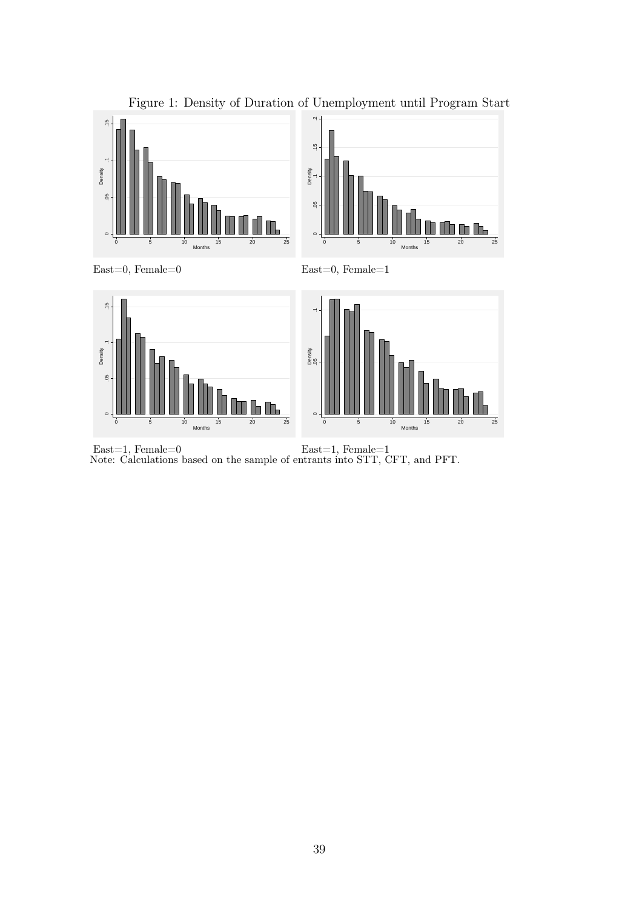Figure 1: Density of Duration of Unemployment until Program Start

East=0, Female=0

East=0, Female=1

East=1, Female=0

East=1, Female=1

Note: Calculations based on the sample of entrants into STT, CFT, and PFT.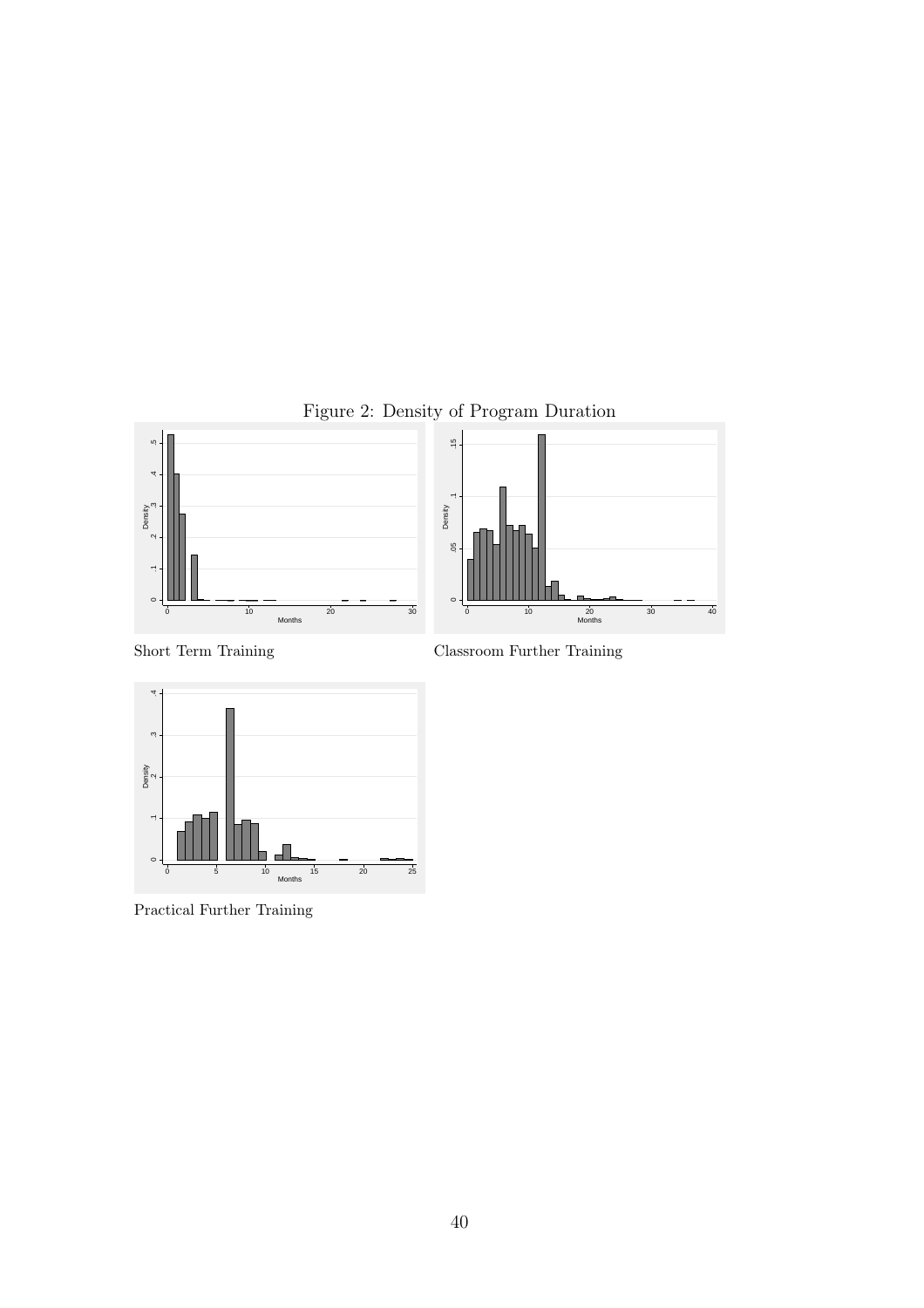Figure 2: Density of Program Duration

Short Term Training

Classroom Further Training

Practical Further Training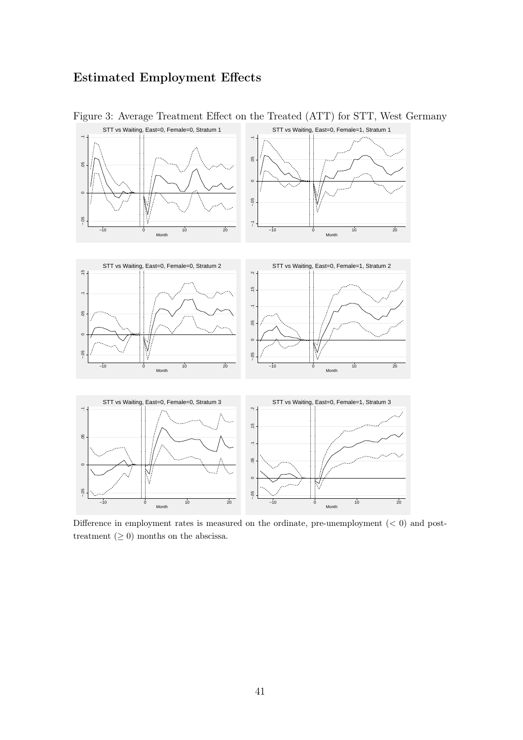## Estimated Employment Effects

Figure 3: Average Treatment Effect on the Treated (ATT) for STT, West Germany

Difference in employment rates is measured on the ordinate, pre-unemployment ($< 0$) and post-treatment ($\geq 0$) months on the abscissa.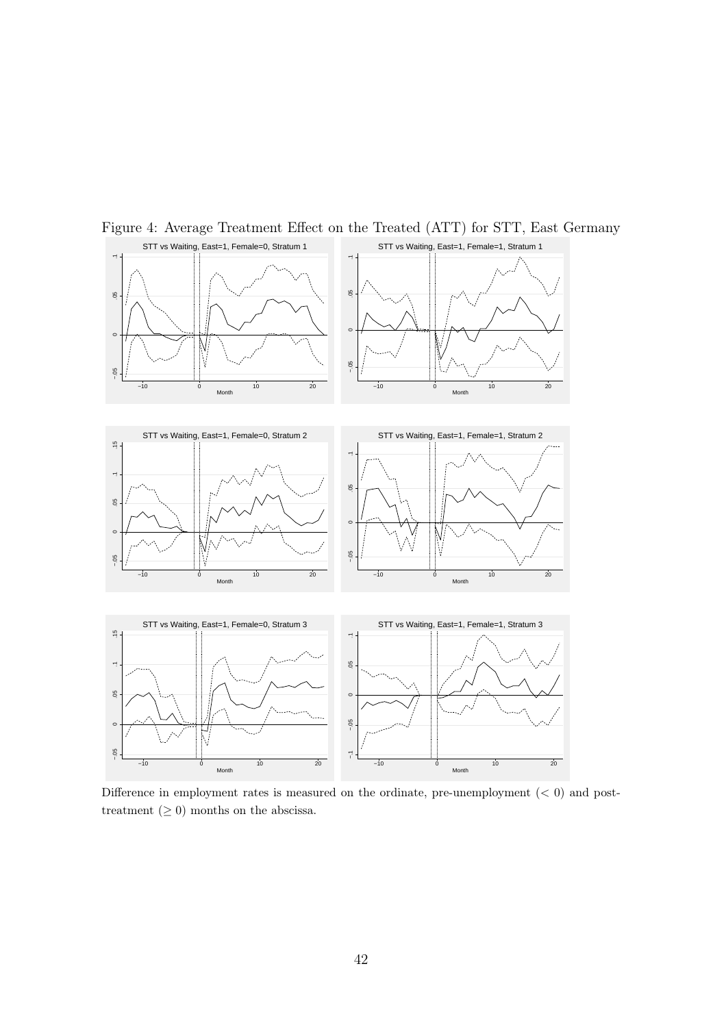Figure 4: Average Treatment Effect on the Treated (ATT) for STT, East Germany

Difference in employment rates is measured on the ordinate, pre-unemployment ($< 0$) and post-treatment ($\geq 0$) months on the abscissa.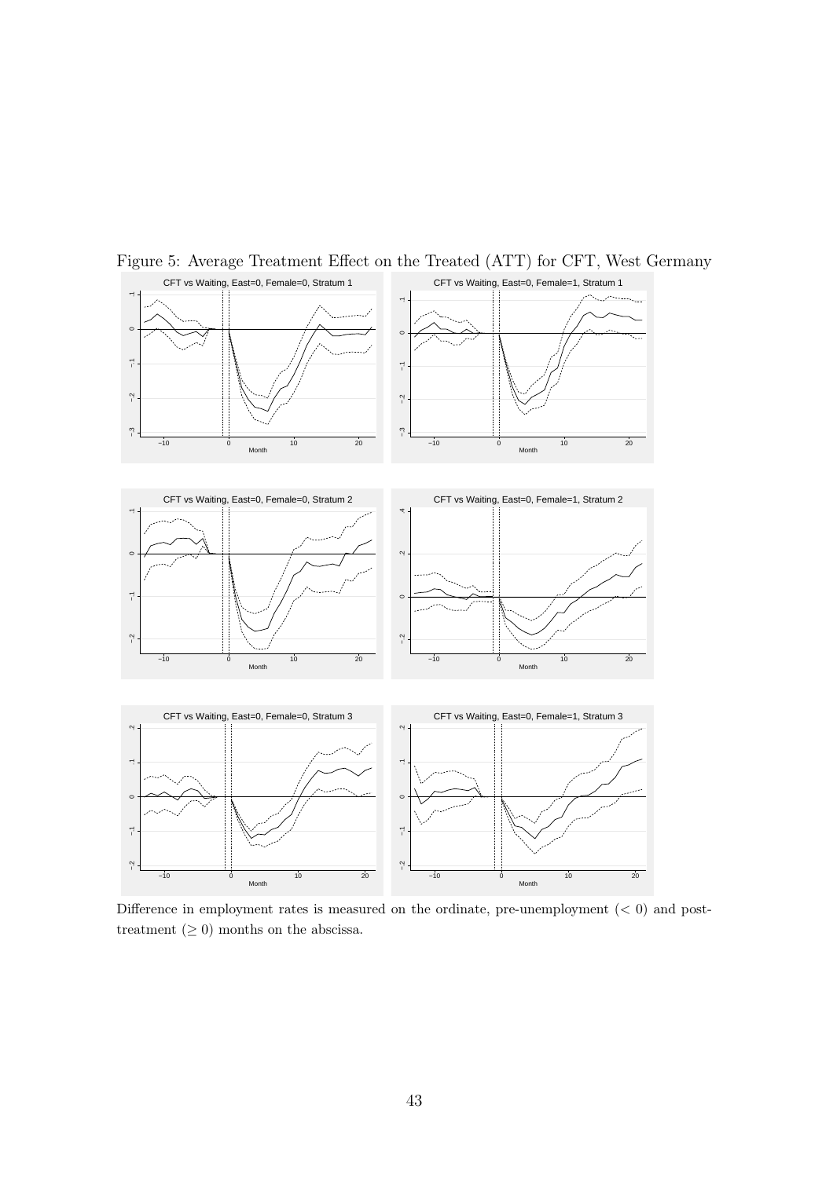Figure 5: Average Treatment Effect on the Treated (ATT) for CFT, West Germany

Difference in employment rates is measured on the ordinate, pre-unemployment ($< 0$) and post-treatment ($\geq 0$) months on the abscissa.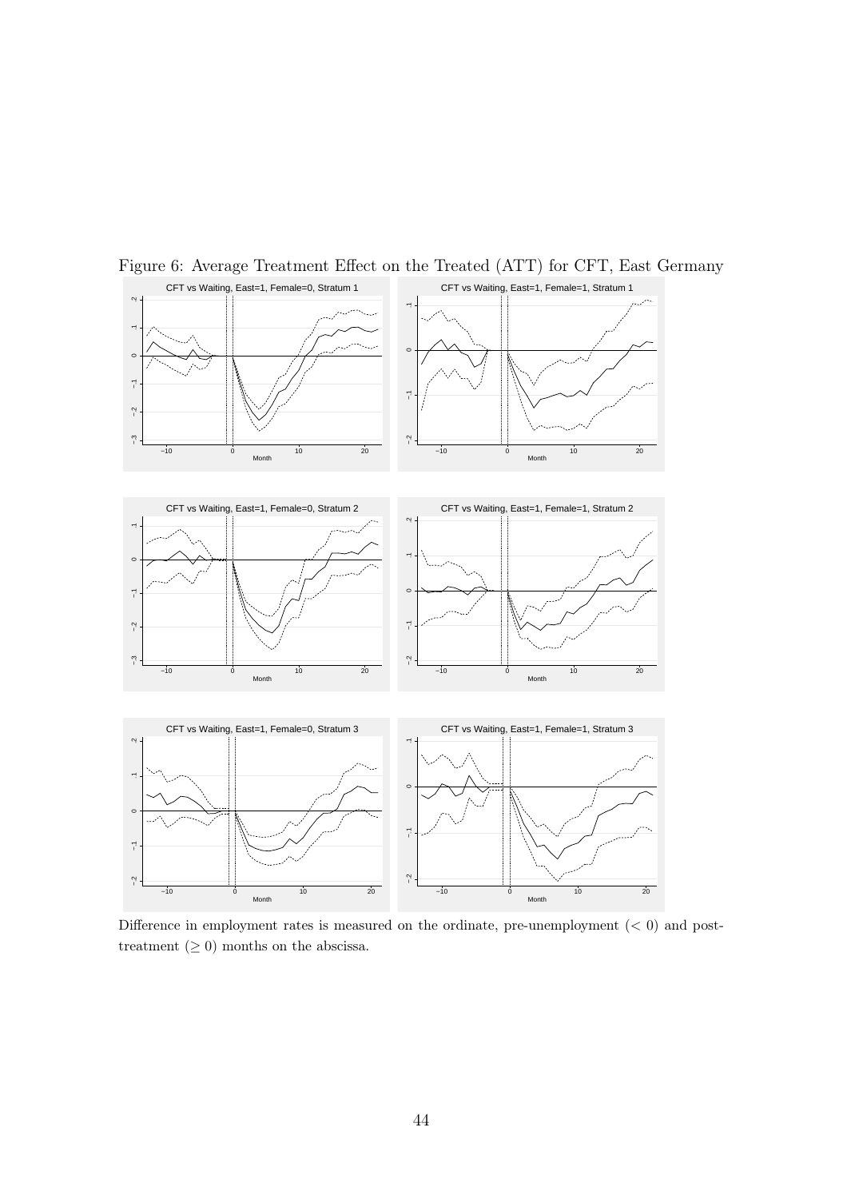Figure 6: Average Treatment Effect on the Treated (ATT) for CFT, East Germany

Difference in employment rates is measured on the ordinate, pre-unemployment ($< 0$) and post-treatment ($\geq 0$) months on the abscissa.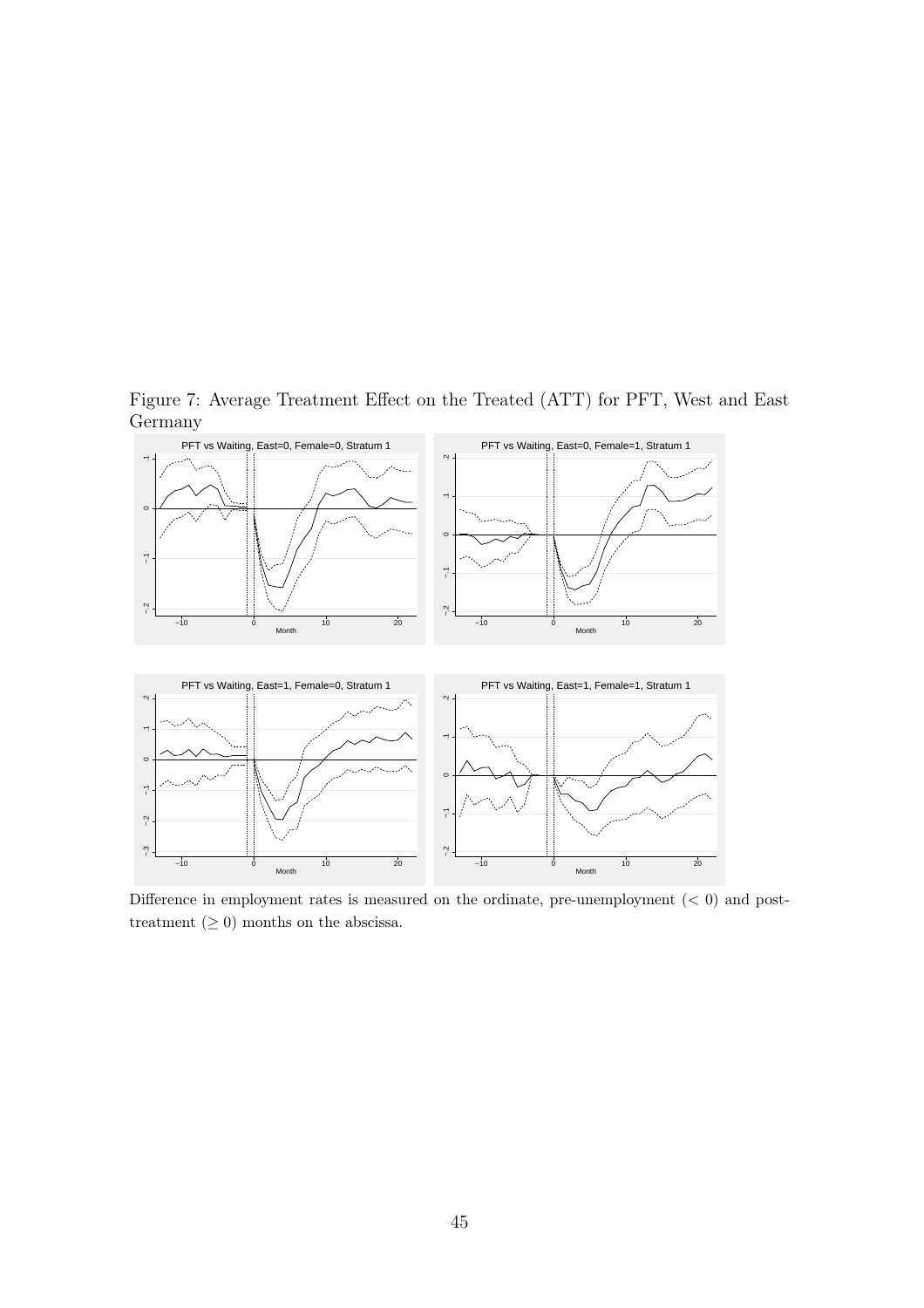Figure 7: Average Treatment Effect on the Treated (ATT) for PFT, West and East Germany

PFT vs Waiting, East=0, Female=0, Stratum 1

.1
0
−.1
−.2
−10
0
10
20
Month

PFT vs Waiting, East=0, Female=1, Stratum 1

.2
.1
0
−.1
−.2
−10
0
10
20
Month

PFT vs Waiting, East=1, Female=0, Stratum 1

.2
.1
0
−.1
−.2
−.3
−10
0
10
20
Month

PFT vs Waiting, East=1, Female=1, Stratum 1

.2
.1
0
−.1
−.2
−10
0
10
20
Month

Difference in employment rates is measured on the ordinate, pre-unemployment ($< 0$) and post-treatment ($\geq 0$) months on the abscissa.